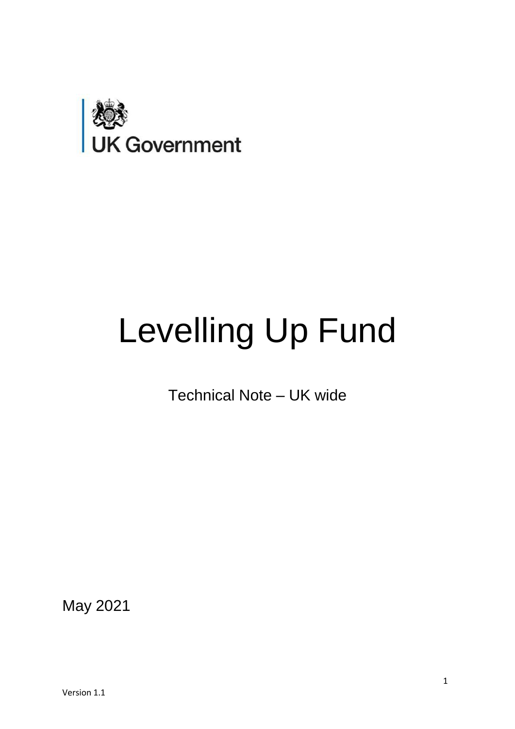UK Government

# Levelling Up Fund

Technical Note – UK wide

May 2021

Version 1.1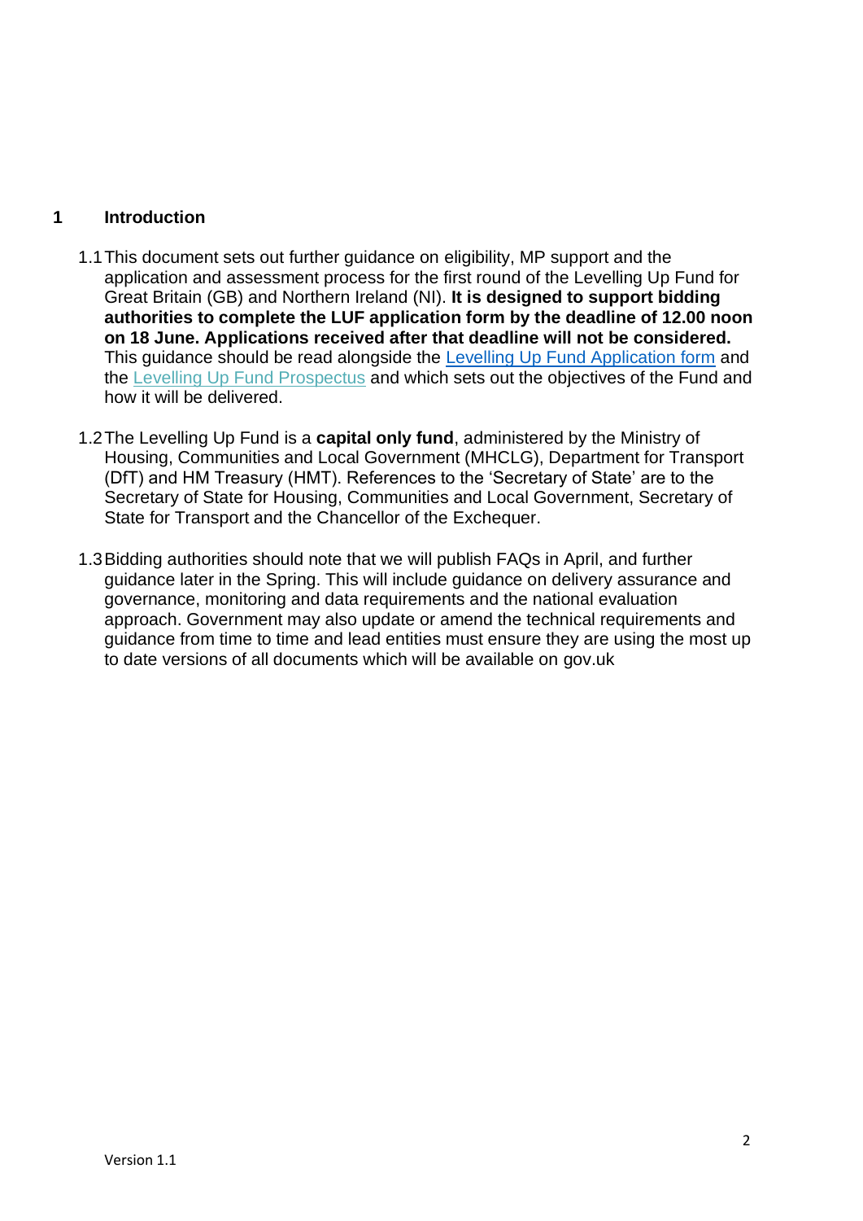## 1 Introduction

1.1 This document sets out further guidance on eligibility, MP support and the application and assessment process for the first round of the Levelling Up Fund for Great Britain (GB) and Northern Ireland (NI). **It is designed to support bidding authorities to complete the LUF application form by the deadline of 12.00 noon on 18 June. Applications received after that deadline will not be considered.** This guidance should be read alongside the Levelling Up Fund Application form and the Levelling Up Fund Prospectus and which sets out the objectives of the Fund and how it will be delivered.

1.2 The Levelling Up Fund is a **capital only fund**, administered by the Ministry of Housing, Communities and Local Government (MHCLG), Department for Transport (DfT) and HM Treasury (HMT). References to the 'Secretary of State' are to the Secretary of State for Housing, Communities and Local Government, Secretary of State for Transport and the Chancellor of the Exchequer.

1.3 Bidding authorities should note that we will publish FAQs in April, and further guidance later in the Spring. This will include guidance on delivery assurance and governance, monitoring and data requirements and the national evaluation approach. Government may also update or amend the technical requirements and guidance from time to time and lead entities must ensure they are using the most up to date versions of all documents which will be available on gov.uk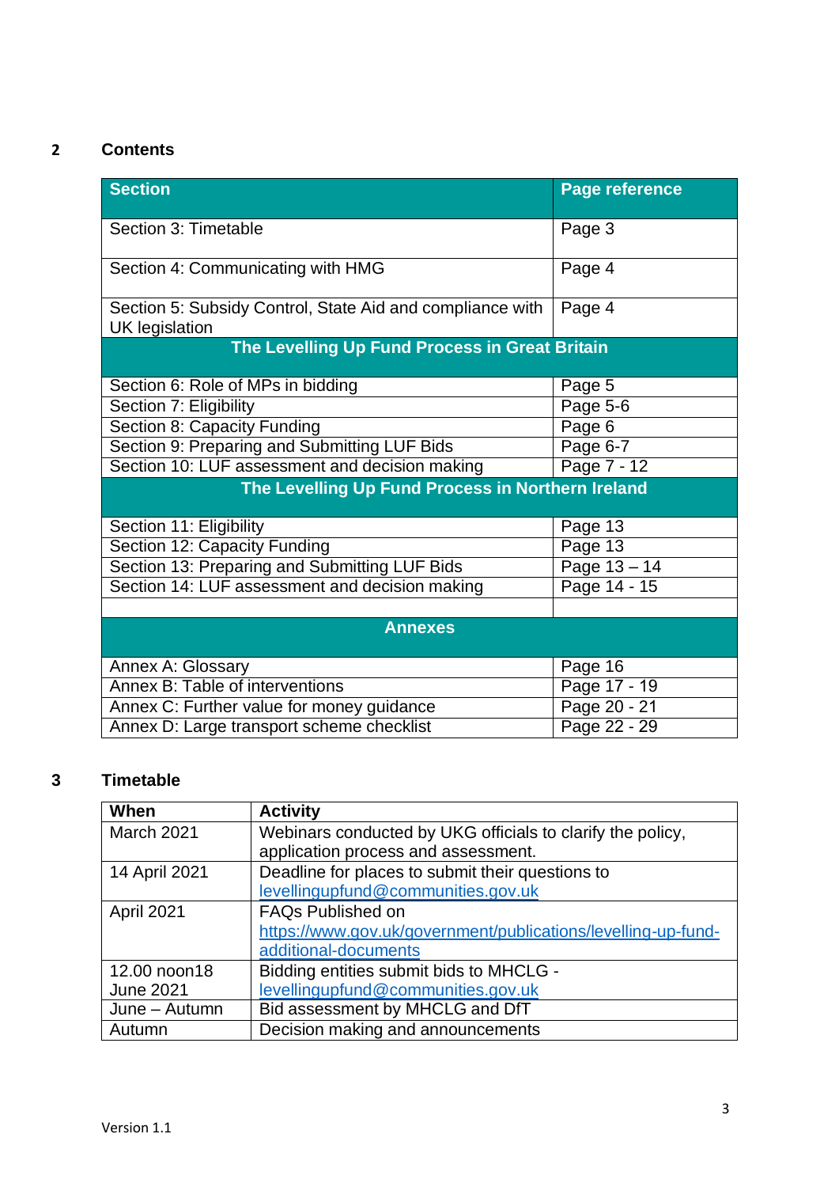## 2 Contents

| Section | Page reference |
|---|---|
| Section 3: Timetable | Page 3 |
| Section 4: Communicating with HMG | Page 4 |
| Section 5: Subsidy Control, State Aid and compliance with UK legislation | Page 4 |
| **The Levelling Up Fund Process in Great Britain** | |
| Section 6: Role of MPs in bidding | Page 5 |
| Section 7: Eligibility | Page 5-6 |
| Section 8: Capacity Funding | Page 6 |
| Section 9: Preparing and Submitting LUF Bids | Page 6-7 |
| Section 10: LUF assessment and decision making | Page 7 - 12 |
| **The Levelling Up Fund Process in Northern Ireland** | |
| Section 11: Eligibility | Page 13 |
| Section 12: Capacity Funding | Page 13 |
| Section 13: Preparing and Submitting LUF Bids | Page 13 – 14 |
| Section 14: LUF assessment and decision making | Page 14 - 15 |
| | |
| **Annexes** | |
| Annex A: Glossary | Page 16 |
| Annex B: Table of interventions | Page 17 - 19 |
| Annex C: Further value for money guidance | Page 20 - 21 |
| Annex D: Large transport scheme checklist | Page 22 - 29 |

## 3 Timetable

| When | Activity |
|---|---|
| March 2021 | Webinars conducted by UKG officials to clarify the policy, application process and assessment. |
| 14 April 2021 | Deadline for places to submit their questions to levellingupfund@communities.gov.uk |
| April 2021 | FAQs Published on https://www.gov.uk/government/publications/levelling-up-fund-additional-documents |
| 12.00 noon18 June 2021 | Bidding entities submit bids to MHCLG - levellingupfund@communities.gov.uk |
| June – Autumn | Bid assessment by MHCLG and DfT |
| Autumn | Decision making and announcements |

Version 1.1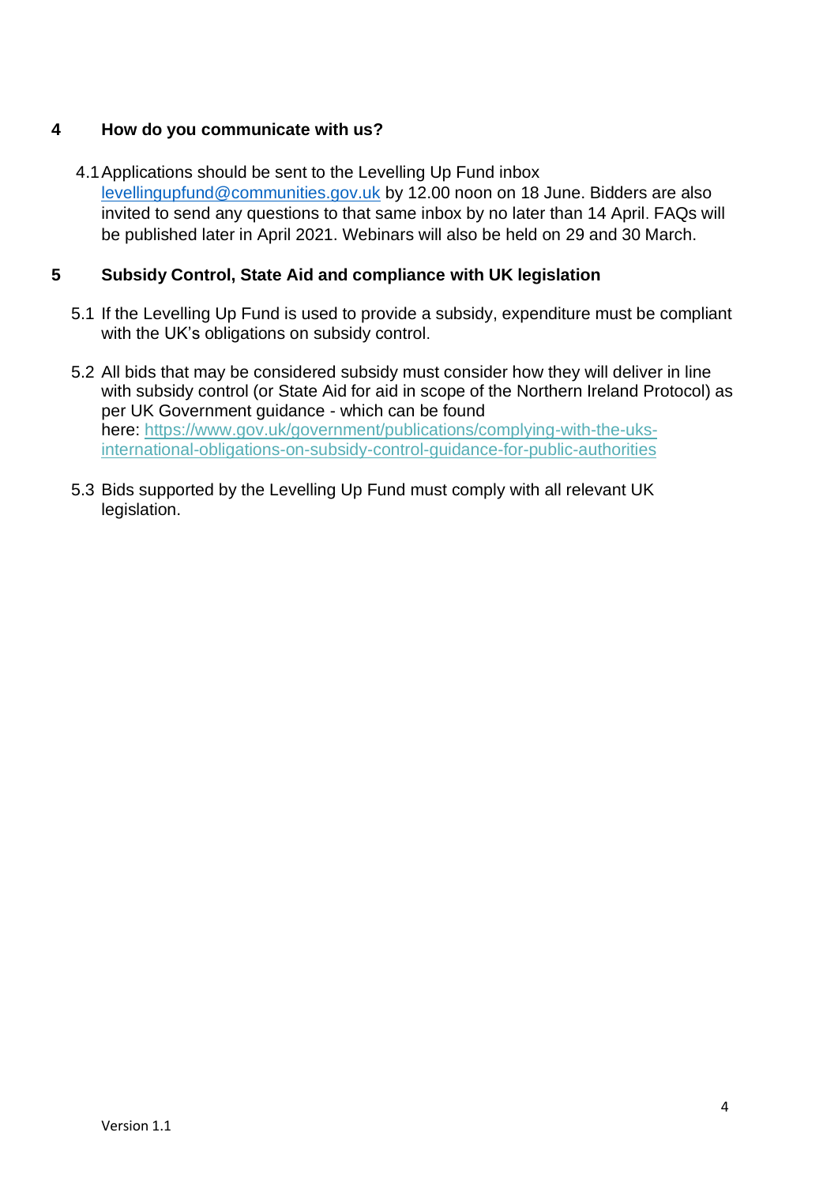## 4 How do you communicate with us?

4.1 Applications should be sent to the Levelling Up Fund inbox levellingupfund@communities.gov.uk by 12.00 noon on 18 June. Bidders are also invited to send any questions to that same inbox by no later than 14 April. FAQs will be published later in April 2021. Webinars will also be held on 29 and 30 March.

## 5 Subsidy Control, State Aid and compliance with UK legislation

5.1 If the Levelling Up Fund is used to provide a subsidy, expenditure must be compliant with the UK's obligations on subsidy control.

5.2 All bids that may be considered subsidy must consider how they will deliver in line with subsidy control (or State Aid for aid in scope of the Northern Ireland Protocol) as per UK Government guidance - which can be found here: https://www.gov.uk/government/publications/complying-with-the-uks-international-obligations-on-subsidy-control-guidance-for-public-authorities

5.3 Bids supported by the Levelling Up Fund must comply with all relevant UK legislation.

Version 1.1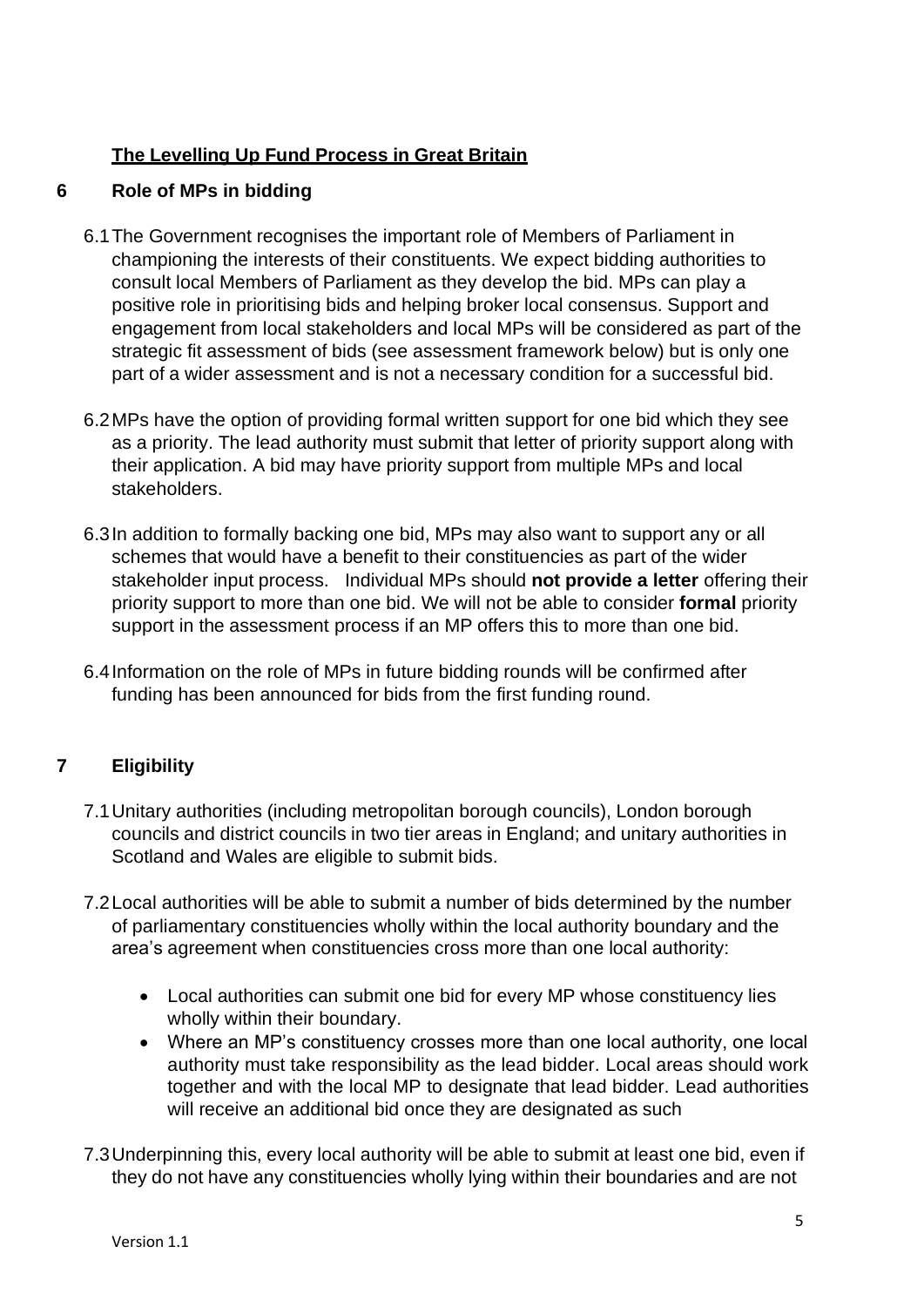**The Levelling Up Fund Process in Great Britain**

## 6 Role of MPs in bidding

6.1 The Government recognises the important role of Members of Parliament in championing the interests of their constituents. We expect bidding authorities to consult local Members of Parliament as they develop the bid. MPs can play a positive role in prioritising bids and helping broker local consensus. Support and engagement from local stakeholders and local MPs will be considered as part of the strategic fit assessment of bids (see assessment framework below) but is only one part of a wider assessment and is not a necessary condition for a successful bid.

6.2 MPs have the option of providing formal written support for one bid which they see as a priority. The lead authority must submit that letter of priority support along with their application. A bid may have priority support from multiple MPs and local stakeholders.

6.3 In addition to formally backing one bid, MPs may also want to support any or all schemes that would have a benefit to their constituencies as part of the wider stakeholder input process. Individual MPs should **not provide a letter** offering their priority support to more than one bid. We will not be able to consider **formal** priority support in the assessment process if an MP offers this to more than one bid.

6.4 Information on the role of MPs in future bidding rounds will be confirmed after funding has been announced for bids from the first funding round.

## 7 Eligibility

7.1 Unitary authorities (including metropolitan borough councils), London borough councils and district councils in two tier areas in England; and unitary authorities in Scotland and Wales are eligible to submit bids.

7.2 Local authorities will be able to submit a number of bids determined by the number of parliamentary constituencies wholly within the local authority boundary and the area's agreement when constituencies cross more than one local authority:

- Local authorities can submit one bid for every MP whose constituency lies wholly within their boundary.
- Where an MP's constituency crosses more than one local authority, one local authority must take responsibility as the lead bidder. Local areas should work together and with the local MP to designate that lead bidder. Lead authorities will receive an additional bid once they are designated as such

7.3 Underpinning this, every local authority will be able to submit at least one bid, even if they do not have any constituencies wholly lying within their boundaries and are not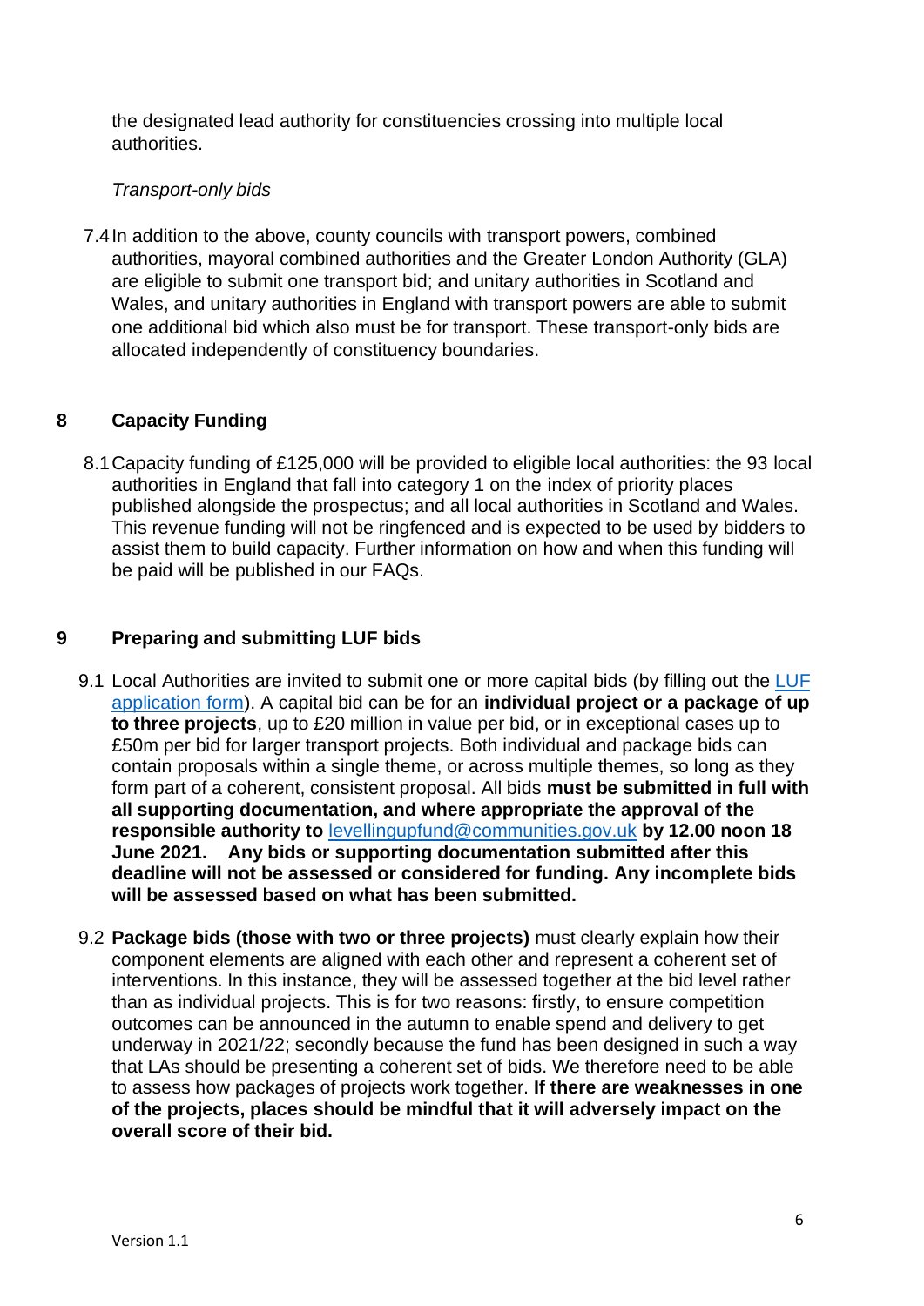the designated lead authority for constituencies crossing into multiple local authorities.

*Transport-only bids*

7.4 In addition to the above, county councils with transport powers, combined authorities, mayoral combined authorities and the Greater London Authority (GLA) are eligible to submit one transport bid; and unitary authorities in Scotland and Wales, and unitary authorities in England with transport powers are able to submit one additional bid which also must be for transport. These transport-only bids are allocated independently of constituency boundaries.

## 8 Capacity Funding

8.1 Capacity funding of £125,000 will be provided to eligible local authorities: the 93 local authorities in England that fall into category 1 on the index of priority places published alongside the prospectus; and all local authorities in Scotland and Wales. This revenue funding will not be ringfenced and is expected to be used by bidders to assist them to build capacity. Further information on how and when this funding will be paid will be published in our FAQs.

## 9 Preparing and submitting LUF bids

9.1 Local Authorities are invited to submit one or more capital bids (by filling out the [LUF application form](LUF application form)). A capital bid can be for an **individual project or a package of up to three projects**, up to £20 million in value per bid, or in exceptional cases up to £50m per bid for larger transport projects. Both individual and package bids can contain proposals within a single theme, or across multiple themes, so long as they form part of a coherent, consistent proposal. All bids **must be submitted in full with all supporting documentation, and where appropriate the approval of the responsible authority to** levellingupfund@communities.gov.uk **by 12.00 noon 18 June 2021. Any bids or supporting documentation submitted after this deadline will not be assessed or considered for funding. Any incomplete bids will be assessed based on what has been submitted.**

9.2 **Package bids (those with two or three projects)** must clearly explain how their component elements are aligned with each other and represent a coherent set of interventions. In this instance, they will be assessed together at the bid level rather than as individual projects. This is for two reasons: firstly, to ensure competition outcomes can be announced in the autumn to enable spend and delivery to get underway in 2021/22; secondly because the fund has been designed in such a way that LAs should be presenting a coherent set of bids. We therefore need to be able to assess how packages of projects work together. **If there are weaknesses in one of the projects, places should be mindful that it will adversely impact on the overall score of their bid.**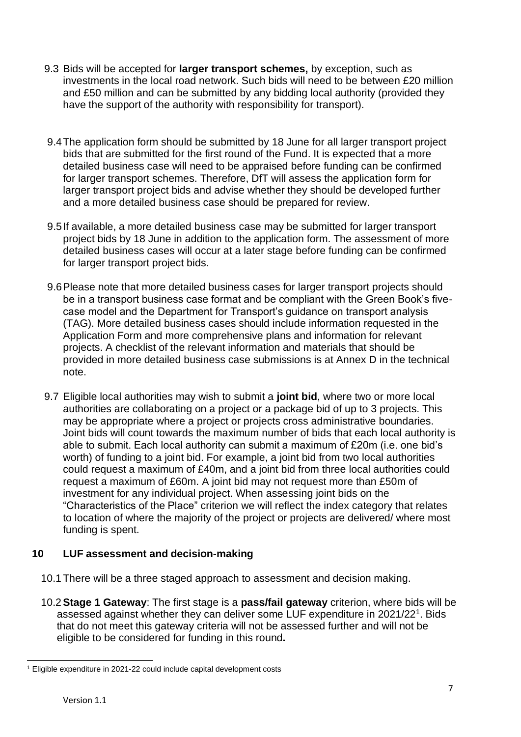9.3 Bids will be accepted for **larger transport schemes,** by exception, such as investments in the local road network. Such bids will need to be between £20 million and £50 million and can be submitted by any bidding local authority (provided they have the support of the authority with responsibility for transport).

9.4 The application form should be submitted by 18 June for all larger transport project bids that are submitted for the first round of the Fund. It is expected that a more detailed business case will need to be appraised before funding can be confirmed for larger transport schemes. Therefore, DfT will assess the application form for larger transport project bids and advise whether they should be developed further and a more detailed business case should be prepared for review.

9.5 If available, a more detailed business case may be submitted for larger transport project bids by 18 June in addition to the application form. The assessment of more detailed business cases will occur at a later stage before funding can be confirmed for larger transport project bids.

9.6 Please note that more detailed business cases for larger transport projects should be in a transport business case format and be compliant with the Green Book's five-case model and the Department for Transport's guidance on transport analysis (TAG). More detailed business cases should include information requested in the Application Form and more comprehensive plans and information for relevant projects. A checklist of the relevant information and materials that should be provided in more detailed business case submissions is at Annex D in the technical note.

9.7 Eligible local authorities may wish to submit a **joint bid**, where two or more local authorities are collaborating on a project or a package bid of up to 3 projects. This may be appropriate where a project or projects cross administrative boundaries. Joint bids will count towards the maximum number of bids that each local authority is able to submit. Each local authority can submit a maximum of £20m (i.e. one bid's worth) of funding to a joint bid. For example, a joint bid from two local authorities could request a maximum of £40m, and a joint bid from three local authorities could request a maximum of £60m. A joint bid may not request more than £50m of investment for any individual project. When assessing joint bids on the "Characteristics of the Place" criterion we will reflect the index category that relates to location of where the majority of the project or projects are delivered/ where most funding is spent.

## 10 LUF assessment and decision-making

10.1 There will be a three staged approach to assessment and decision making.

10.2 **Stage 1 Gateway**: The first stage is a **pass/fail gateway** criterion, where bids will be assessed against whether they can deliver some LUF expenditure in 2021/22[1]. Bids that do not meet this gateway criteria will not be assessed further and will not be eligible to be considered for funding in this round**.**

[1] Eligible expenditure in 2021-22 could include capital development costs

Version 1.1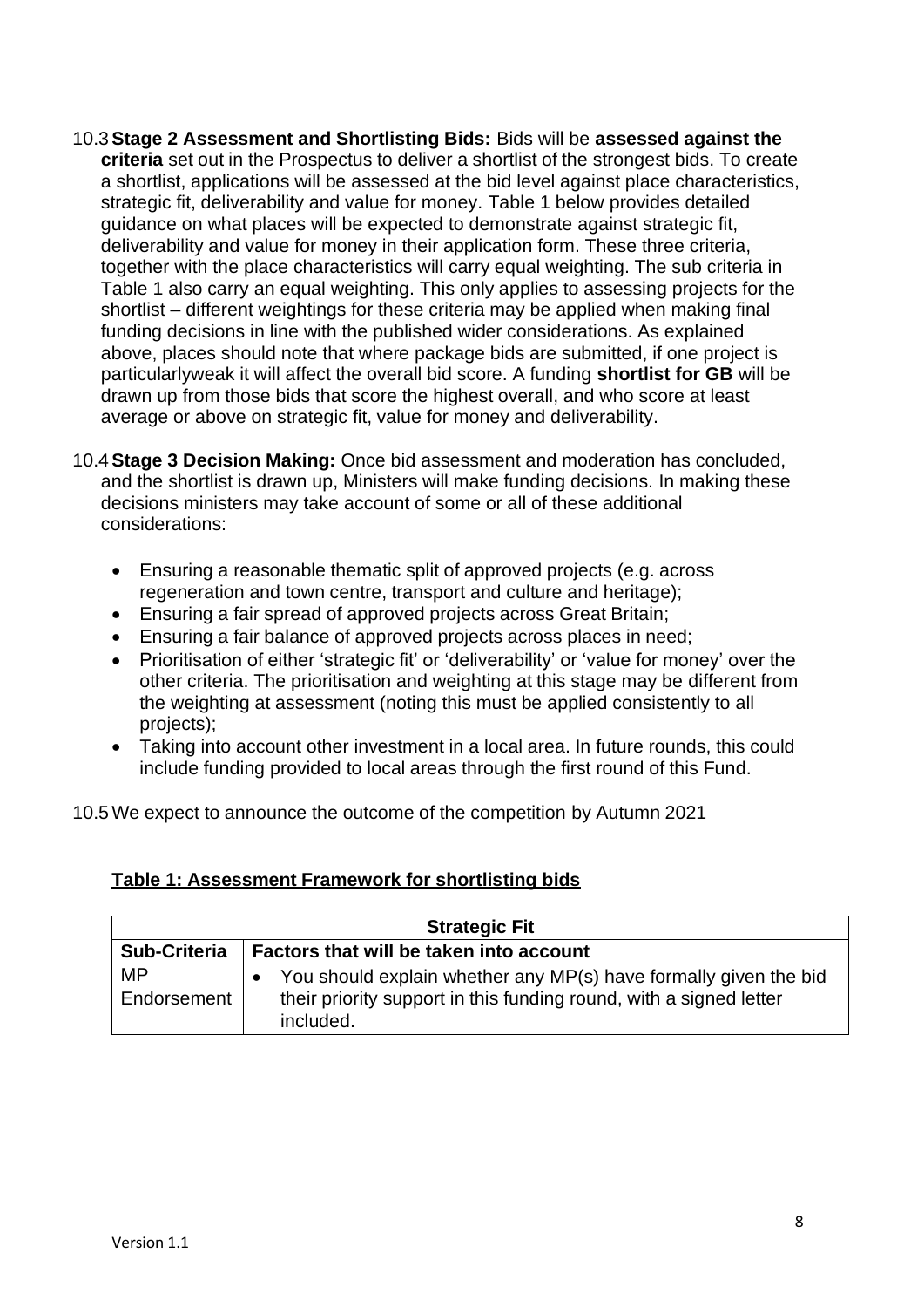10.3 **Stage 2 Assessment and Shortlisting Bids:** Bids will be **assessed against the criteria** set out in the Prospectus to deliver a shortlist of the strongest bids. To create a shortlist, applications will be assessed at the bid level against place characteristics, strategic fit, deliverability and value for money. Table 1 below provides detailed guidance on what places will be expected to demonstrate against strategic fit, deliverability and value for money in their application form. These three criteria, together with the place characteristics will carry equal weighting. The sub criteria in Table 1 also carry an equal weighting. This only applies to assessing projects for the shortlist – different weightings for these criteria may be applied when making final funding decisions in line with the published wider considerations. As explained above, places should note that where package bids are submitted, if one project is particularlyweak it will affect the overall bid score. A funding **shortlist for GB** will be drawn up from those bids that score the highest overall, and who score at least average or above on strategic fit, value for money and deliverability.

10.4 **Stage 3 Decision Making:** Once bid assessment and moderation has concluded, and the shortlist is drawn up, Ministers will make funding decisions. In making these decisions ministers may take account of some or all of these additional considerations:

- Ensuring a reasonable thematic split of approved projects (e.g. across regeneration and town centre, transport and culture and heritage);
- Ensuring a fair spread of approved projects across Great Britain;
- Ensuring a fair balance of approved projects across places in need;
- Prioritisation of either 'strategic fit' or 'deliverability' or 'value for money' over the other criteria. The prioritisation and weighting at this stage may be different from the weighting at assessment (noting this must be applied consistently to all projects);
- Taking into account other investment in a local area. In future rounds, this could include funding provided to local areas through the first round of this Fund.

10.5 We expect to announce the outcome of the competition by Autumn 2021

**Table 1: Assessment Framework for shortlisting bids**

| Strategic Fit | |
|---|---|
| **Sub-Criteria** | **Factors that will be taken into account** |
| MP Endorsement | • You should explain whether any MP(s) have formally given the bid their priority support in this funding round, with a signed letter included. |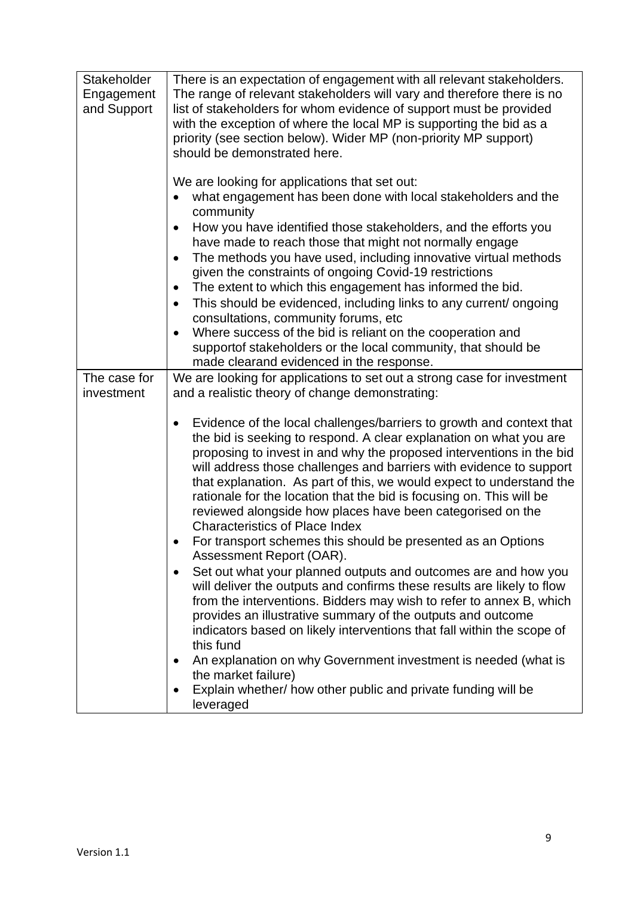| | |
|---|---|
| Stakeholder Engagement and Support | There is an expectation of engagement with all relevant stakeholders. The range of relevant stakeholders will vary and therefore there is no list of stakeholders for whom evidence of support must be provided with the exception of where the local MP is supporting the bid as a priority (see section below). Wider MP (non-priority MP support) should be demonstrated here.<br><br>We are looking for applications that set out:<br>• what engagement has been done with local stakeholders and the community<br>• How you have identified those stakeholders, and the efforts you have made to reach those that might not normally engage<br>• The methods you have used, including innovative virtual methods given the constraints of ongoing Covid-19 restrictions<br>• The extent to which this engagement has informed the bid.<br>• This should be evidenced, including links to any current/ ongoing consultations, community forums, etc<br>• Where success of the bid is reliant on the cooperation and supportof stakeholders or the local community, that should be made clearand evidenced in the response. |
| The case for investment | We are looking for applications to set out a strong case for investment and a realistic theory of change demonstrating:<br><br>• Evidence of the local challenges/barriers to growth and context that the bid is seeking to respond. A clear explanation on what you are proposing to invest in and why the proposed interventions in the bid will address those challenges and barriers with evidence to support that explanation. As part of this, we would expect to understand the rationale for the location that the bid is focusing on. This will be reviewed alongside how places have been categorised on the Characteristics of Place Index<br>• For transport schemes this should be presented as an Options Assessment Report (OAR).<br>• Set out what your planned outputs and outcomes are and how you will deliver the outputs and confirms these results are likely to flow from the interventions. Bidders may wish to refer to annex B, which provides an illustrative summary of the outputs and outcome indicators based on likely interventions that fall within the scope of this fund<br>• An explanation on why Government investment is needed (what is the market failure)<br>• Explain whether/ how other public and private funding will be leveraged |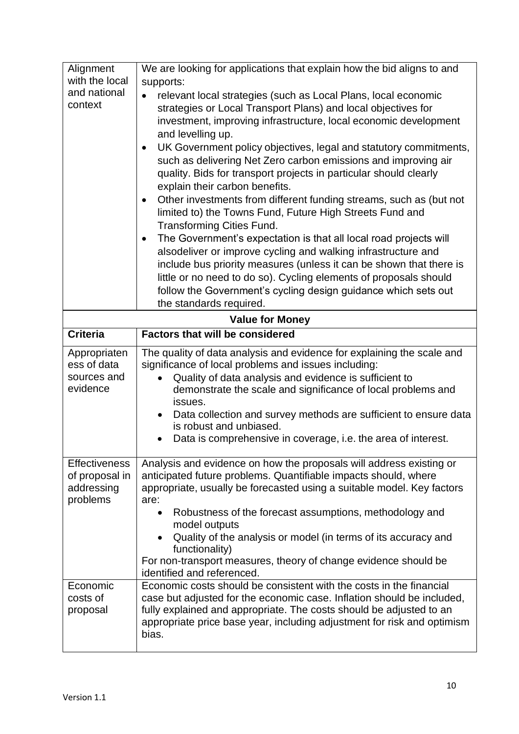| | |
|---|---|
| Alignment with the local and national context | We are looking for applications that explain how the bid aligns to and supports:<br>• relevant local strategies (such as Local Plans, local economic strategies or Local Transport Plans) and local objectives for investment, improving infrastructure, local economic development and levelling up.<br>• UK Government policy objectives, legal and statutory commitments, such as delivering Net Zero carbon emissions and improving air quality. Bids for transport projects in particular should clearly explain their carbon benefits.<br>• Other investments from different funding streams, such as (but not limited to) the Towns Fund, Future High Streets Fund and Transforming Cities Fund.<br>• The Government's expectation is that all local road projects will alsodeliver or improve cycling and walking infrastructure and include bus priority measures (unless it can be shown that there is little or no need to do so). Cycling elements of proposals should follow the Government's cycling design guidance which sets out the standards required. |
| **Value for Money** | |
| **Criteria** | **Factors that will be considered** |
| Appropriateness of data sources and evidence | The quality of data analysis and evidence for explaining the scale and significance of local problems and issues including:<br>• Quality of data analysis and evidence is sufficient to demonstrate the scale and significance of local problems and issues.<br>• Data collection and survey methods are sufficient to ensure data is robust and unbiased.<br>• Data is comprehensive in coverage, i.e. the area of interest. |
| Effectiveness of proposal in addressing problems | Analysis and evidence on how the proposals will address existing or anticipated future problems. Quantifiable impacts should, where appropriate, usually be forecasted using a suitable model. Key factors are:<br>• Robustness of the forecast assumptions, methodology and model outputs<br>• Quality of the analysis or model (in terms of its accuracy and functionality)<br>For non-transport measures, theory of change evidence should be identified and referenced. |
| Economic costs of proposal | Economic costs should be consistent with the costs in the financial case but adjusted for the economic case. Inflation should be included, fully explained and appropriate. The costs should be adjusted to an appropriate price base year, including adjustment for risk and optimism bias. |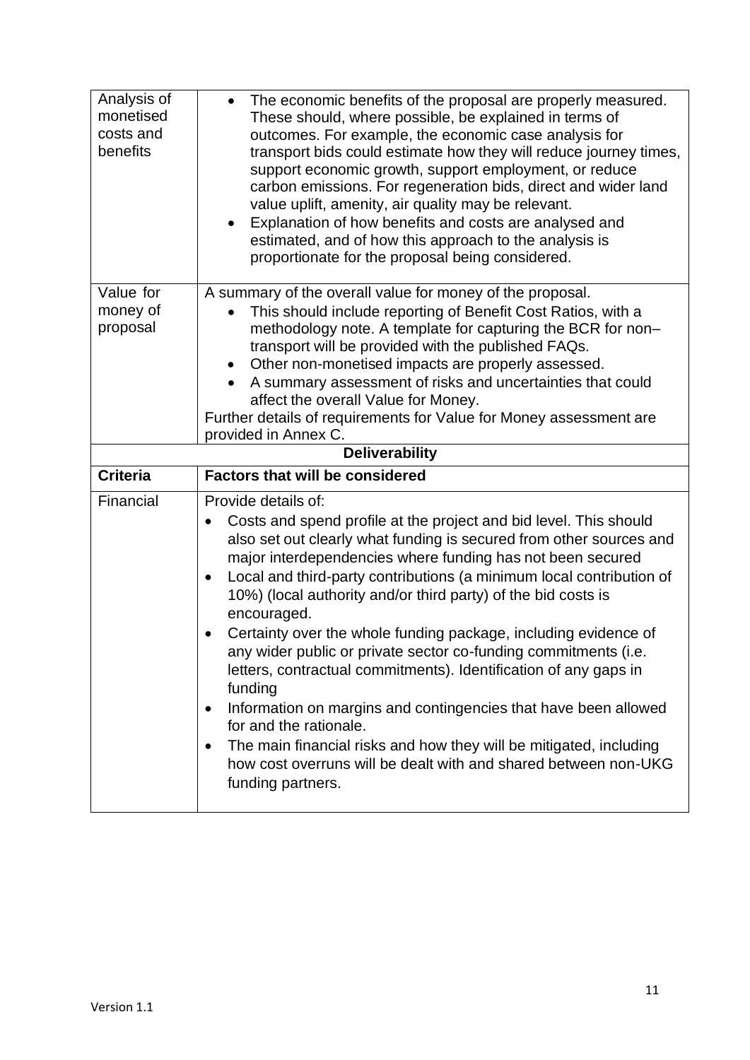| | |
|---|---|
| Analysis of monetised costs and benefits | • The economic benefits of the proposal are properly measured. These should, where possible, be explained in terms of outcomes. For example, the economic case analysis for transport bids could estimate how they will reduce journey times, support economic growth, support employment, or reduce carbon emissions. For regeneration bids, direct and wider land value uplift, amenity, air quality may be relevant.<br>• Explanation of how benefits and costs are analysed and estimated, and of how this approach to the analysis is proportionate for the proposal being considered. |
| Value for money of proposal | A summary of the overall value for money of the proposal.<br>• This should include reporting of Benefit Cost Ratios, with a methodology note. A template for capturing the BCR for non–transport will be provided with the published FAQs.<br>• Other non-monetised impacts are properly assessed.<br>• A summary assessment of risks and uncertainties that could affect the overall Value for Money.<br>Further details of requirements for Value for Money assessment are provided in Annex C. |
| **Deliverability** | |
| **Criteria** | **Factors that will be considered** |
| Financial | Provide details of:<br>• Costs and spend profile at the project and bid level. This should also set out clearly what funding is secured from other sources and major interdependencies where funding has not been secured<br>• Local and third-party contributions (a minimum local contribution of 10%) (local authority and/or third party) of the bid costs is encouraged.<br>• Certainty over the whole funding package, including evidence of any wider public or private sector co-funding commitments (i.e. letters, contractual commitments). Identification of any gaps in funding<br>• Information on margins and contingencies that have been allowed for and the rationale.<br>• The main financial risks and how they will be mitigated, including how cost overruns will be dealt with and shared between non-UKG funding partners. |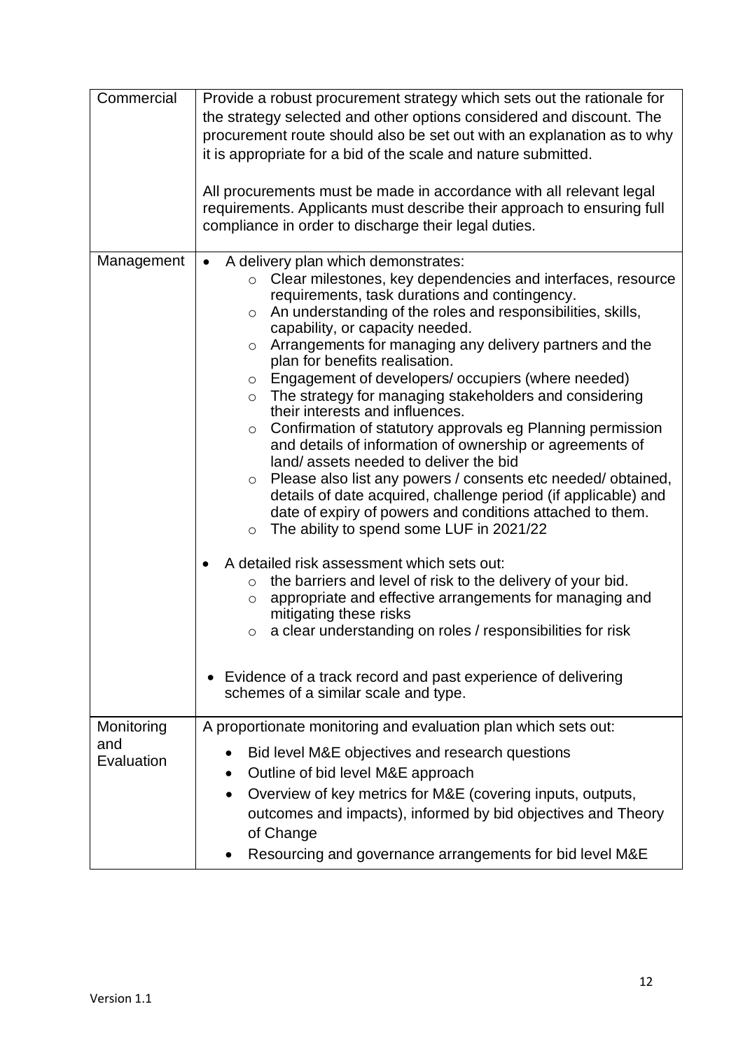| | |
|---|---|
| Commercial | Provide a robust procurement strategy which sets out the rationale for the strategy selected and other options considered and discount. The procurement route should also be set out with an explanation as to why it is appropriate for a bid of the scale and nature submitted.<br><br>All procurements must be made in accordance with all relevant legal requirements. Applicants must describe their approach to ensuring full compliance in order to discharge their legal duties. |
| Management | • A delivery plan which demonstrates:<br>&nbsp;&nbsp;&nbsp;&nbsp;○ Clear milestones, key dependencies and interfaces, resource requirements, task durations and contingency.<br>&nbsp;&nbsp;&nbsp;&nbsp;○ An understanding of the roles and responsibilities, skills, capability, or capacity needed.<br>&nbsp;&nbsp;&nbsp;&nbsp;○ Arrangements for managing any delivery partners and the plan for benefits realisation.<br>&nbsp;&nbsp;&nbsp;&nbsp;○ Engagement of developers/ occupiers (where needed)<br>&nbsp;&nbsp;&nbsp;&nbsp;○ The strategy for managing stakeholders and considering their interests and influences.<br>&nbsp;&nbsp;&nbsp;&nbsp;○ Confirmation of statutory approvals eg Planning permission and details of information of ownership or agreements of land/ assets needed to deliver the bid<br>&nbsp;&nbsp;&nbsp;&nbsp;○ Please also list any powers / consents etc needed/ obtained, details of date acquired, challenge period (if applicable) and date of expiry of powers and conditions attached to them.<br>&nbsp;&nbsp;&nbsp;&nbsp;○ The ability to spend some LUF in 2021/22<br><br>• A detailed risk assessment which sets out:<br>&nbsp;&nbsp;&nbsp;&nbsp;○ the barriers and level of risk to the delivery of your bid.<br>&nbsp;&nbsp;&nbsp;&nbsp;○ appropriate and effective arrangements for managing and mitigating these risks<br>&nbsp;&nbsp;&nbsp;&nbsp;○ a clear understanding on roles / responsibilities for risk<br><br>• Evidence of a track record and past experience of delivering schemes of a similar scale and type. |
| Monitoring and Evaluation | A proportionate monitoring and evaluation plan which sets out:<br>• Bid level M&E objectives and research questions<br>• Outline of bid level M&E approach<br>• Overview of key metrics for M&E (covering inputs, outputs, outcomes and impacts), informed by bid objectives and Theory of Change<br>• Resourcing and governance arrangements for bid level M&E |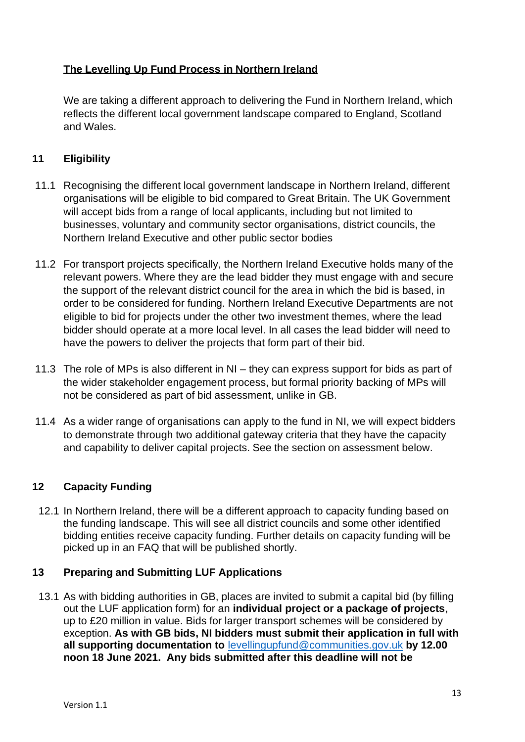## The Levelling Up Fund Process in Northern Ireland

We are taking a different approach to delivering the Fund in Northern Ireland, which reflects the different local government landscape compared to England, Scotland and Wales.

### 11 Eligibility

11.1 Recognising the different local government landscape in Northern Ireland, different organisations will be eligible to bid compared to Great Britain. The UK Government will accept bids from a range of local applicants, including but not limited to businesses, voluntary and community sector organisations, district councils, the Northern Ireland Executive and other public sector bodies

11.2 For transport projects specifically, the Northern Ireland Executive holds many of the relevant powers. Where they are the lead bidder they must engage with and secure the support of the relevant district council for the area in which the bid is based, in order to be considered for funding. Northern Ireland Executive Departments are not eligible to bid for projects under the other two investment themes, where the lead bidder should operate at a more local level. In all cases the lead bidder will need to have the powers to deliver the projects that form part of their bid.

11.3 The role of MPs is also different in NI – they can express support for bids as part of the wider stakeholder engagement process, but formal priority backing of MPs will not be considered as part of bid assessment, unlike in GB.

11.4 As a wider range of organisations can apply to the fund in NI, we will expect bidders to demonstrate through two additional gateway criteria that they have the capacity and capability to deliver capital projects. See the section on assessment below.

### 12 Capacity Funding

12.1 In Northern Ireland, there will be a different approach to capacity funding based on the funding landscape. This will see all district councils and some other identified bidding entities receive capacity funding. Further details on capacity funding will be picked up in an FAQ that will be published shortly.

### 13 Preparing and Submitting LUF Applications

13.1 As with bidding authorities in GB, places are invited to submit a capital bid (by filling out the LUF application form) for an **individual project or a package of projects**, up to £20 million in value. Bids for larger transport schemes will be considered by exception. **As with GB bids, NI bidders must submit their application in full with all supporting documentation to** levellingupfund@communities.gov.uk **by 12.00 noon 18 June 2021. Any bids submitted after this deadline will not be**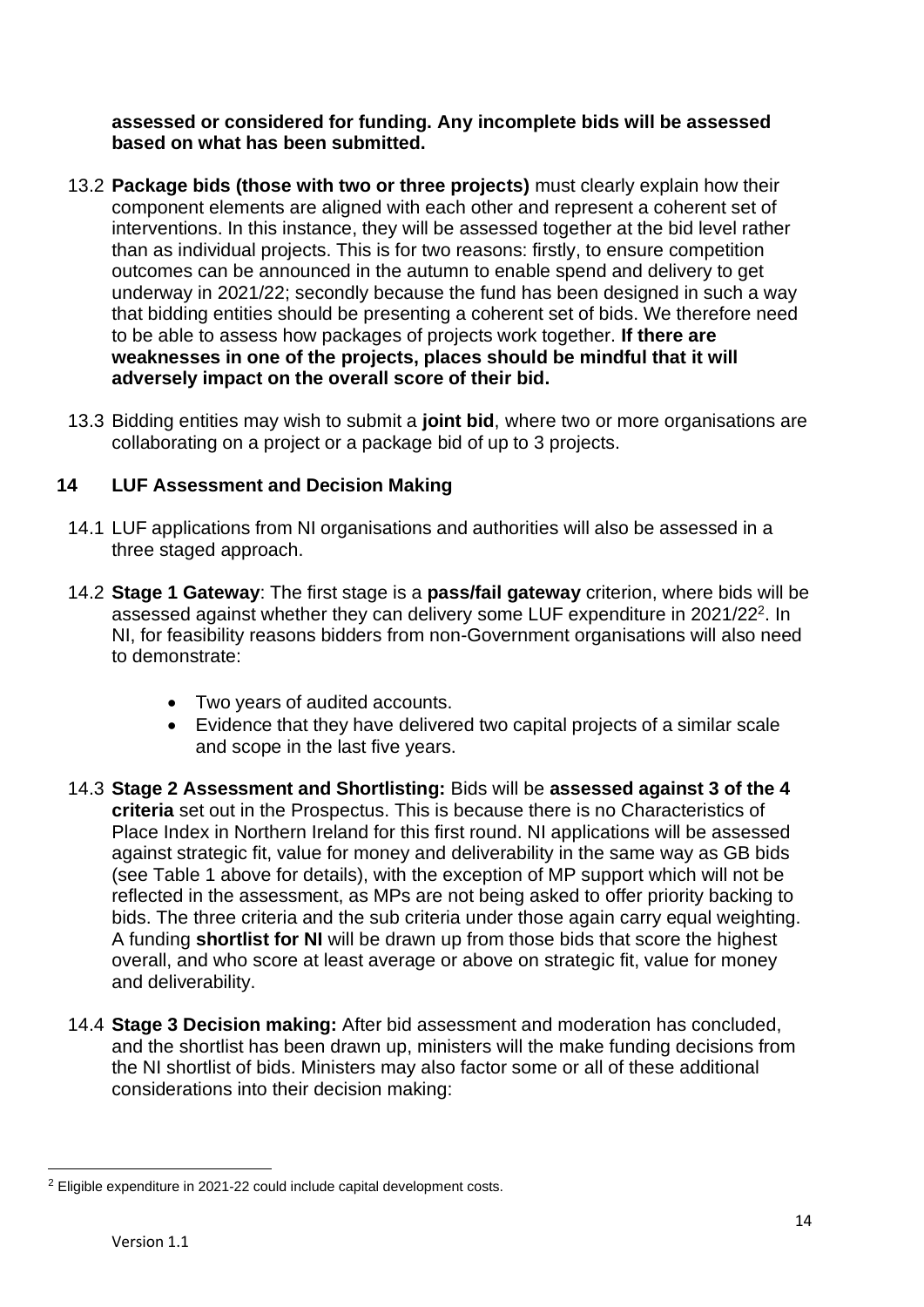**assessed or considered for funding. Any incomplete bids will be assessed based on what has been submitted.**

13.2 **Package bids (those with two or three projects)** must clearly explain how their component elements are aligned with each other and represent a coherent set of interventions. In this instance, they will be assessed together at the bid level rather than as individual projects. This is for two reasons: firstly, to ensure competition outcomes can be announced in the autumn to enable spend and delivery to get underway in 2021/22; secondly because the fund has been designed in such a way that bidding entities should be presenting a coherent set of bids. We therefore need to be able to assess how packages of projects work together. **If there are weaknesses in one of the projects, places should be mindful that it will adversely impact on the overall score of their bid.**

13.3 Bidding entities may wish to submit a **joint bid**, where two or more organisations are collaborating on a project or a package bid of up to 3 projects.

## 14 LUF Assessment and Decision Making

14.1 LUF applications from NI organisations and authorities will also be assessed in a three staged approach.

14.2 **Stage 1 Gateway**: The first stage is a **pass/fail gateway** criterion, where bids will be assessed against whether they can delivery some LUF expenditure in 2021/22[2]. In NI, for feasibility reasons bidders from non-Government organisations will also need to demonstrate:

- Two years of audited accounts.
- Evidence that they have delivered two capital projects of a similar scale and scope in the last five years.

14.3 **Stage 2 Assessment and Shortlisting:** Bids will be **assessed against 3 of the 4 criteria** set out in the Prospectus. This is because there is no Characteristics of Place Index in Northern Ireland for this first round. NI applications will be assessed against strategic fit, value for money and deliverability in the same way as GB bids (see Table 1 above for details), with the exception of MP support which will not be reflected in the assessment, as MPs are not being asked to offer priority backing to bids. The three criteria and the sub criteria under those again carry equal weighting. A funding **shortlist for NI** will be drawn up from those bids that score the highest overall, and who score at least average or above on strategic fit, value for money and deliverability.

14.4 **Stage 3 Decision making:** After bid assessment and moderation has concluded, and the shortlist has been drawn up, ministers will the make funding decisions from the NI shortlist of bids. Ministers may also factor some or all of these additional considerations into their decision making:

---

[2] Eligible expenditure in 2021-22 could include capital development costs.

Version 1.1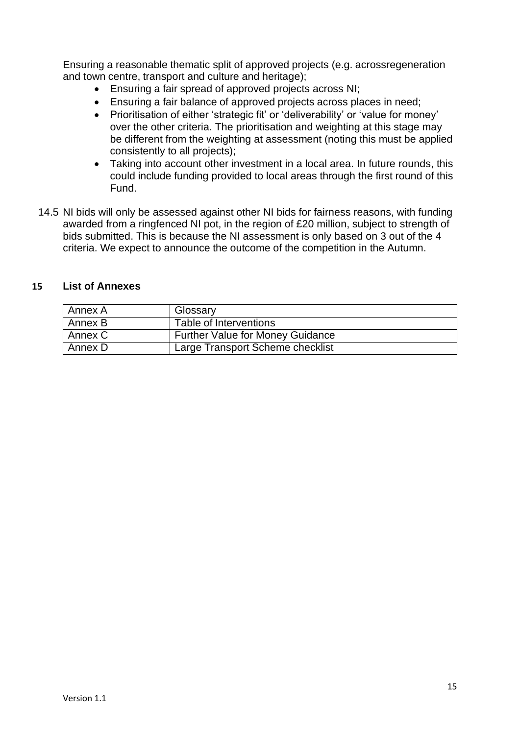Ensuring a reasonable thematic split of approved projects (e.g. acrossregeneration and town centre, transport and culture and heritage);

- Ensuring a fair spread of approved projects across NI;
- Ensuring a fair balance of approved projects across places in need;
- Prioritisation of either 'strategic fit' or 'deliverability' or 'value for money' over the other criteria. The prioritisation and weighting at this stage may be different from the weighting at assessment (noting this must be applied consistently to all projects);
- Taking into account other investment in a local area. In future rounds, this could include funding provided to local areas through the first round of this Fund.

14.5 NI bids will only be assessed against other NI bids for fairness reasons, with funding awarded from a ringfenced NI pot, in the region of £20 million, subject to strength of bids submitted. This is because the NI assessment is only based on 3 out of the 4 criteria. We expect to announce the outcome of the competition in the Autumn.

## 15 List of Annexes

| Annex A | Glossary |
|---|---|
| Annex B | Table of Interventions |
| Annex C | Further Value for Money Guidance |
| Annex D | Large Transport Scheme checklist |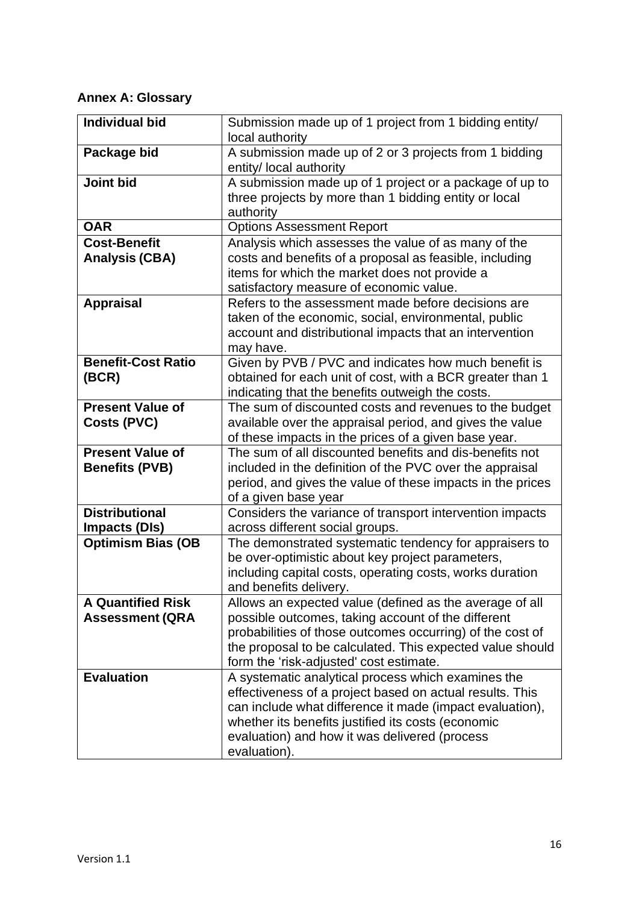## Annex A: Glossary

| | |
|---|---|
| **Individual bid** | Submission made up of 1 project from 1 bidding entity/ local authority |
| **Package bid** | A submission made up of 2 or 3 projects from 1 bidding entity/ local authority |
| **Joint bid** | A submission made up of 1 project or a package of up to three projects by more than 1 bidding entity or local authority |
| **OAR** | Options Assessment Report |
| **Cost-Benefit Analysis (CBA)** | Analysis which assesses the value of as many of the costs and benefits of a proposal as feasible, including items for which the market does not provide a satisfactory measure of economic value. |
| **Appraisal** | Refers to the assessment made before decisions are taken of the economic, social, environmental, public account and distributional impacts that an intervention may have. |
| **Benefit-Cost Ratio (BCR)** | Given by PVB / PVC and indicates how much benefit is obtained for each unit of cost, with a BCR greater than 1 indicating that the benefits outweigh the costs. |
| **Present Value of Costs (PVC)** | The sum of discounted costs and revenues to the budget available over the appraisal period, and gives the value of these impacts in the prices of a given base year. |
| **Present Value of Benefits (PVB)** | The sum of all discounted benefits and dis-benefits not included in the definition of the PVC over the appraisal period, and gives the value of these impacts in the prices of a given base year |
| **Distributional Impacts (DIs)** | Considers the variance of transport intervention impacts across different social groups. |
| **Optimism Bias (OB** | The demonstrated systematic tendency for appraisers to be over-optimistic about key project parameters, including capital costs, operating costs, works duration and benefits delivery. |
| **A Quantified Risk Assessment (QRA** | Allows an expected value (defined as the average of all possible outcomes, taking account of the different probabilities of those outcomes occurring) of the cost of the proposal to be calculated. This expected value should form the 'risk-adjusted' cost estimate. |
| **Evaluation** | A systematic analytical process which examines the effectiveness of a project based on actual results. This can include what difference it made (impact evaluation), whether its benefits justified its costs (economic evaluation) and how it was delivered (process evaluation). |

Version 1.1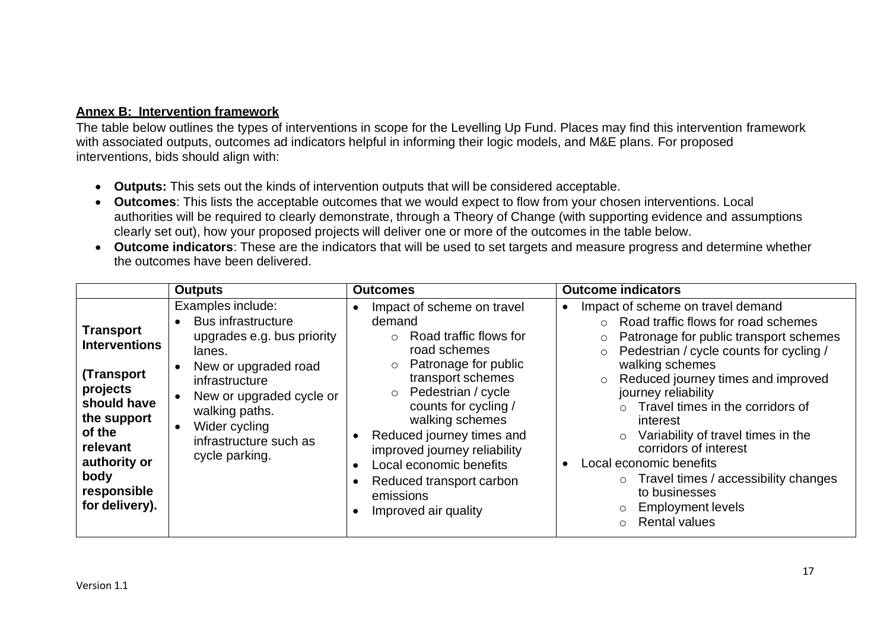**Annex B: Intervention framework**

The table below outlines the types of interventions in scope for the Levelling Up Fund. Places may find this intervention framework with associated outputs, outcomes ad indicators helpful in informing their logic models, and M&E plans. For proposed interventions, bids should align with:

- **Outputs:** This sets out the kinds of intervention outputs that will be considered acceptable.
- **Outcomes**: This lists the acceptable outcomes that we would expect to flow from your chosen interventions. Local authorities will be required to clearly demonstrate, through a Theory of Change (with supporting evidence and assumptions clearly set out), how your proposed projects will deliver one or more of the outcomes in the table below.
- **Outcome indicators**: These are the indicators that will be used to set targets and measure progress and determine whether the outcomes have been delivered.

| | Outputs | Outcomes | Outcome indicators |
|---|---|---|---|
| **Transport Interventions**<br><br>**(Transport projects should have the support of the relevant authority or body responsible for delivery).** | Examples include:<br>• Bus infrastructure upgrades e.g. bus priority lanes.<br>• New or upgraded road infrastructure<br>• New or upgraded cycle or walking paths.<br>• Wider cycling infrastructure such as cycle parking. | • Impact of scheme on travel demand<br>  ○ Road traffic flows for road schemes<br>  ○ Patronage for public transport schemes<br>  ○ Pedestrian / cycle counts for cycling / walking schemes<br>• Reduced journey times and improved journey reliability<br>• Local economic benefits<br>• Reduced transport carbon emissions<br>• Improved air quality | • Impact of scheme on travel demand<br>  ○ Road traffic flows for road schemes<br>  ○ Patronage for public transport schemes<br>  ○ Pedestrian / cycle counts for cycling / walking schemes<br>  ○ Reduced journey times and improved journey reliability<br>    ○ Travel times in the corridors of interest<br>    ○ Variability of travel times in the corridors of interest<br>• Local economic benefits<br>  ○ Travel times / accessibility changes to businesses<br>  ○ Employment levels<br>  ○ Rental values |

Version 1.1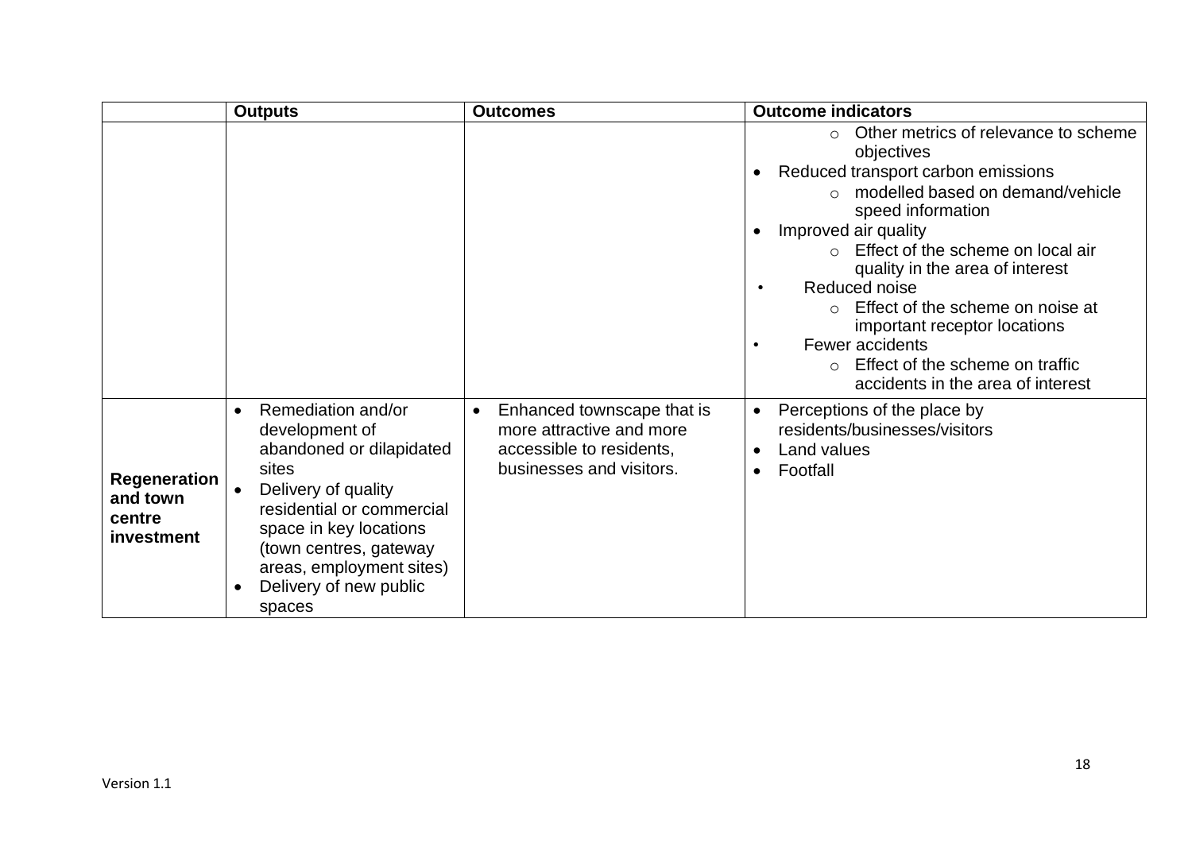| | Outputs | Outcomes | Outcome indicators |
|---|---|---|---|
| | | | ○ Other metrics of relevance to scheme objectives<br>• Reduced transport carbon emissions<br>○ modelled based on demand/vehicle speed information<br>• Improved air quality<br>○ Effect of the scheme on local air quality in the area of interest<br>• Reduced noise<br>○ Effect of the scheme on noise at important receptor locations<br>• Fewer accidents<br>○ Effect of the scheme on traffic accidents in the area of interest |
| **Regeneration and town centre investment** | • Remediation and/or development of abandoned or dilapidated sites<br>• Delivery of quality residential or commercial space in key locations (town centres, gateway areas, employment sites)<br>• Delivery of new public spaces | • Enhanced townscape that is more attractive and more accessible to residents, businesses and visitors. | • Perceptions of the place by residents/businesses/visitors<br>• Land values<br>• Footfall |

Version 1.1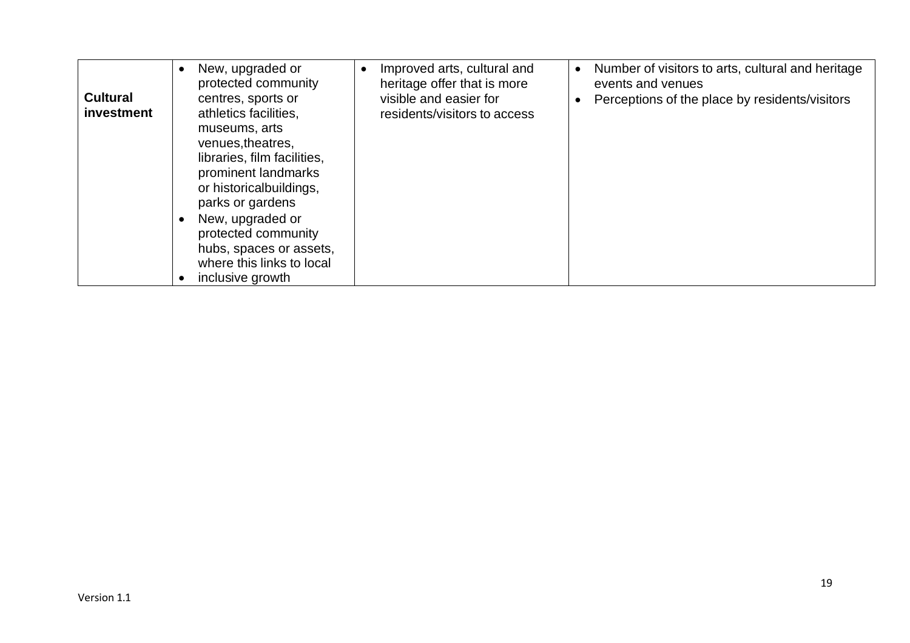| | | | |
|---|---|---|---|
| **Cultural investment** | • New, upgraded or protected community centres, sports or athletics facilities, museums, arts venues,theatres, libraries, film facilities, prominent landmarks or historicalbuildings, parks or gardens<br>• New, upgraded or protected community hubs, spaces or assets, where this links to local<br>• inclusive growth | • Improved arts, cultural and heritage offer that is more visible and easier for residents/visitors to access | • Number of visitors to arts, cultural and heritage events and venues<br>• Perceptions of the place by residents/visitors |

Version 1.1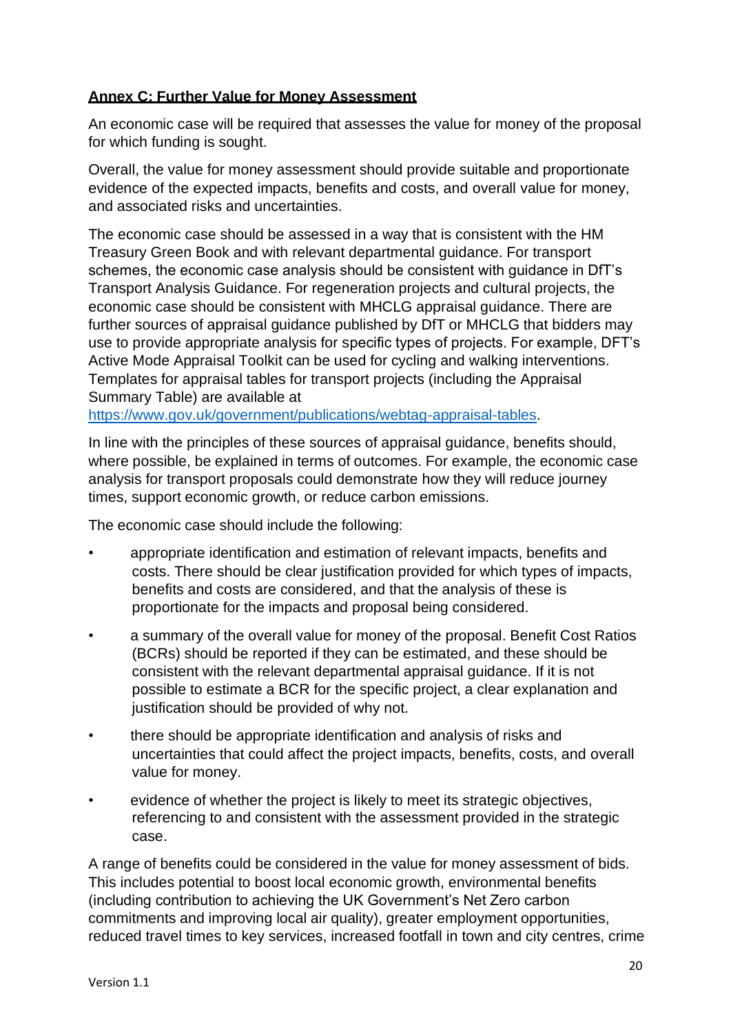## **Annex C: Further Value for Money Assessment**

An economic case will be required that assesses the value for money of the proposal for which funding is sought.

Overall, the value for money assessment should provide suitable and proportionate evidence of the expected impacts, benefits and costs, and overall value for money, and associated risks and uncertainties.

The economic case should be assessed in a way that is consistent with the HM Treasury Green Book and with relevant departmental guidance. For transport schemes, the economic case analysis should be consistent with guidance in DfT's Transport Analysis Guidance. For regeneration projects and cultural projects, the economic case should be consistent with MHCLG appraisal guidance. There are further sources of appraisal guidance published by DfT or MHCLG that bidders may use to provide appropriate analysis for specific types of projects. For example, DFT's Active Mode Appraisal Toolkit can be used for cycling and walking interventions. Templates for appraisal tables for transport projects (including the Appraisal Summary Table) are available at https://www.gov.uk/government/publications/webtag-appraisal-tables.

In line with the principles of these sources of appraisal guidance, benefits should, where possible, be explained in terms of outcomes. For example, the economic case analysis for transport proposals could demonstrate how they will reduce journey times, support economic growth, or reduce carbon emissions.

The economic case should include the following:

- appropriate identification and estimation of relevant impacts, benefits and costs. There should be clear justification provided for which types of impacts, benefits and costs are considered, and that the analysis of these is proportionate for the impacts and proposal being considered.
- a summary of the overall value for money of the proposal. Benefit Cost Ratios (BCRs) should be reported if they can be estimated, and these should be consistent with the relevant departmental appraisal guidance. If it is not possible to estimate a BCR for the specific project, a clear explanation and justification should be provided of why not.
- there should be appropriate identification and analysis of risks and uncertainties that could affect the project impacts, benefits, costs, and overall value for money.
- evidence of whether the project is likely to meet its strategic objectives, referencing to and consistent with the assessment provided in the strategic case.

A range of benefits could be considered in the value for money assessment of bids. This includes potential to boost local economic growth, environmental benefits (including contribution to achieving the UK Government's Net Zero carbon commitments and improving local air quality), greater employment opportunities, reduced travel times to key services, increased footfall in town and city centres, crime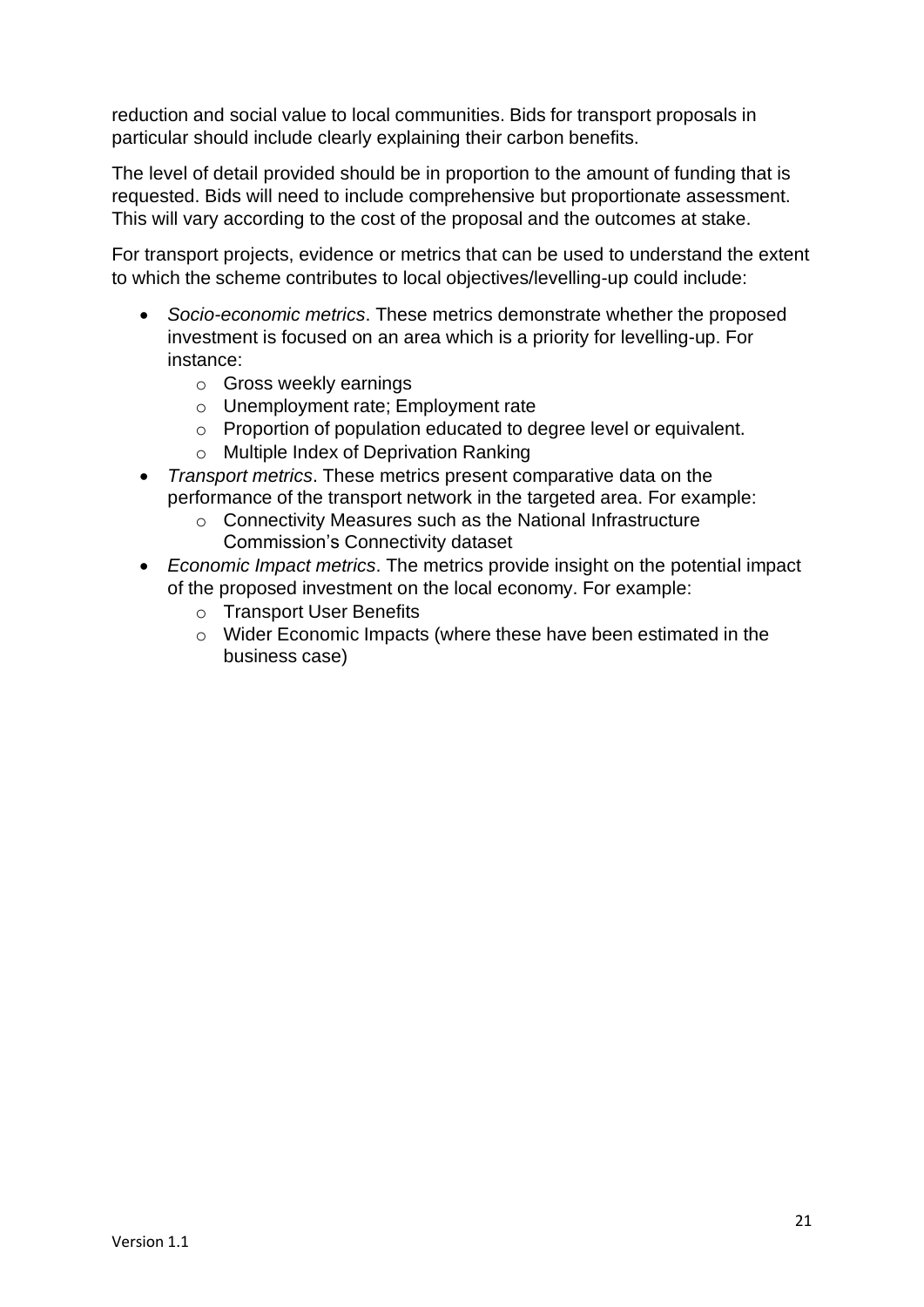reduction and social value to local communities. Bids for transport proposals in particular should include clearly explaining their carbon benefits.

The level of detail provided should be in proportion to the amount of funding that is requested. Bids will need to include comprehensive but proportionate assessment. This will vary according to the cost of the proposal and the outcomes at stake.

For transport projects, evidence or metrics that can be used to understand the extent to which the scheme contributes to local objectives/levelling-up could include:

- *Socio-economic metrics*. These metrics demonstrate whether the proposed investment is focused on an area which is a priority for levelling-up. For instance:
  - Gross weekly earnings
  - Unemployment rate; Employment rate
  - Proportion of population educated to degree level or equivalent.
  - Multiple Index of Deprivation Ranking
- *Transport metrics*. These metrics present comparative data on the performance of the transport network in the targeted area. For example:
  - Connectivity Measures such as the National Infrastructure Commission's Connectivity dataset
- *Economic Impact metrics*. The metrics provide insight on the potential impact of the proposed investment on the local economy. For example:
  - Transport User Benefits
  - Wider Economic Impacts (where these have been estimated in the business case)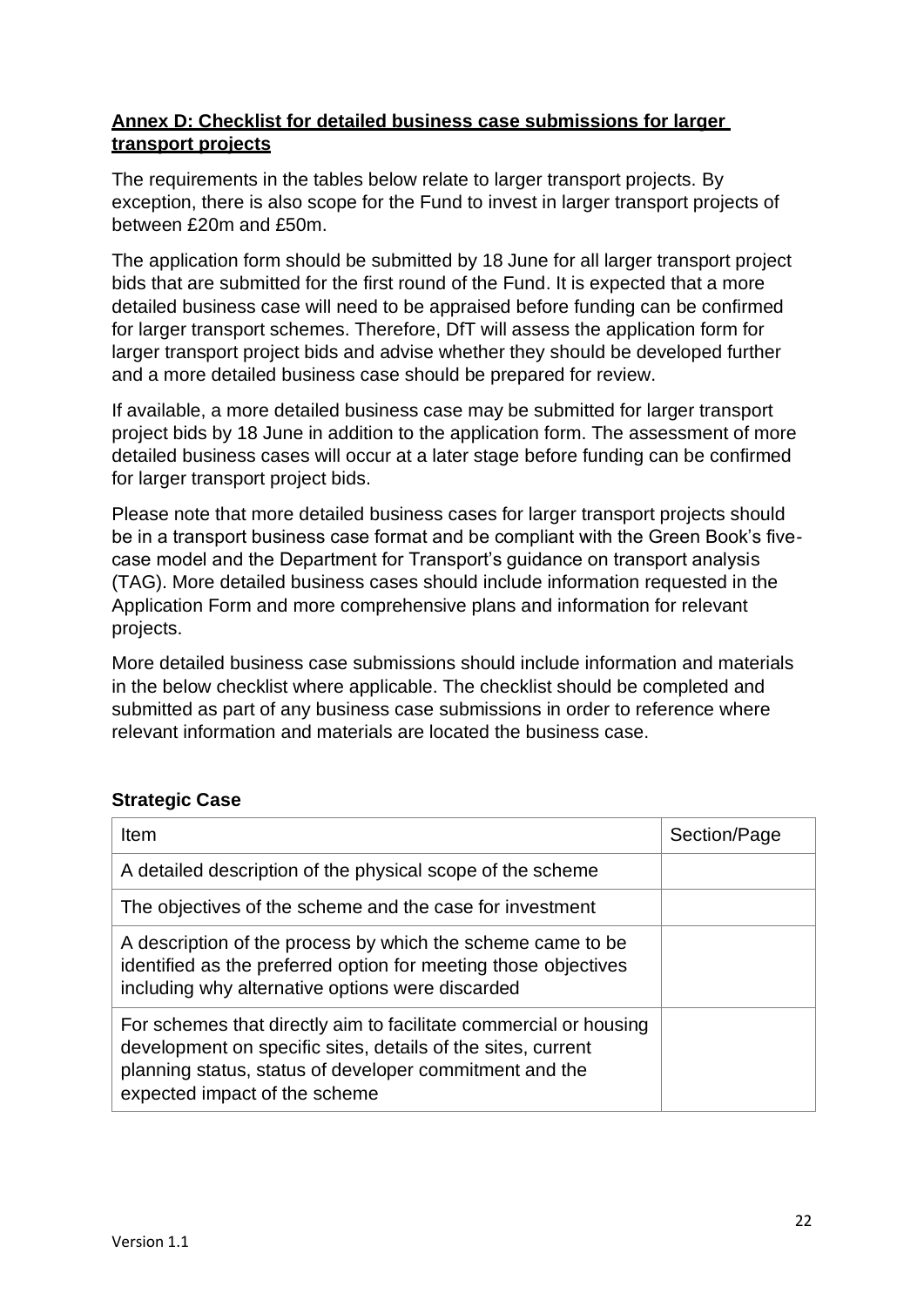## Annex D: Checklist for detailed business case submissions for larger transport projects

The requirements in the tables below relate to larger transport projects. By exception, there is also scope for the Fund to invest in larger transport projects of between £20m and £50m.

The application form should be submitted by 18 June for all larger transport project bids that are submitted for the first round of the Fund. It is expected that a more detailed business case will need to be appraised before funding can be confirmed for larger transport schemes. Therefore, DfT will assess the application form for larger transport project bids and advise whether they should be developed further and a more detailed business case should be prepared for review.

If available, a more detailed business case may be submitted for larger transport project bids by 18 June in addition to the application form. The assessment of more detailed business cases will occur at a later stage before funding can be confirmed for larger transport project bids.

Please note that more detailed business cases for larger transport projects should be in a transport business case format and be compliant with the Green Book's five-case model and the Department for Transport's guidance on transport analysis (TAG). More detailed business cases should include information requested in the Application Form and more comprehensive plans and information for relevant projects.

More detailed business case submissions should include information and materials in the below checklist where applicable. The checklist should be completed and submitted as part of any business case submissions in order to reference where relevant information and materials are located the business case.

### Strategic Case

| Item | Section/Page |
|---|---|
| A detailed description of the physical scope of the scheme | |
| The objectives of the scheme and the case for investment | |
| A description of the process by which the scheme came to be identified as the preferred option for meeting those objectives including why alternative options were discarded | |
| For schemes that directly aim to facilitate commercial or housing development on specific sites, details of the sites, current planning status, status of developer commitment and the expected impact of the scheme | |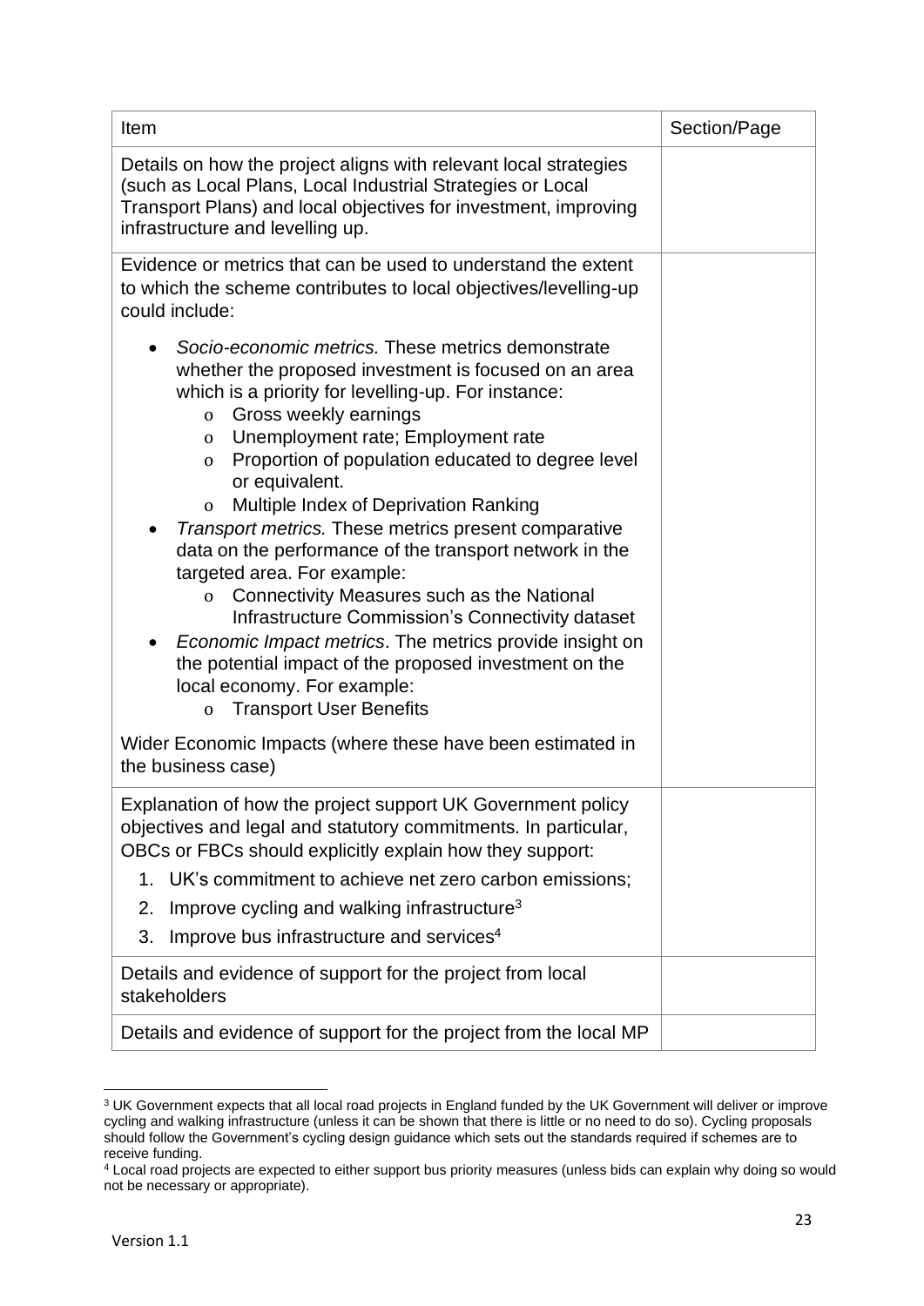| Item | Section/Page |
| --- | --- |
| Details on how the project aligns with relevant local strategies (such as Local Plans, Local Industrial Strategies or Local Transport Plans) and local objectives for investment, improving infrastructure and levelling up. | |
| Evidence or metrics that can be used to understand the extent to which the scheme contributes to local objectives/levelling-up could include: <br> • *Socio-economic metrics.* These metrics demonstrate whether the proposed investment is focused on an area which is a priority for levelling-up. For instance: <br> o Gross weekly earnings <br> o Unemployment rate; Employment rate <br> o Proportion of population educated to degree level or equivalent. <br> o Multiple Index of Deprivation Ranking <br> • *Transport metrics.* These metrics present comparative data on the performance of the transport network in the targeted area. For example: <br> o Connectivity Measures such as the National Infrastructure Commission's Connectivity dataset <br> • *Economic Impact metrics*. The metrics provide insight on the potential impact of the proposed investment on the local economy. For example: <br> o Transport User Benefits <br> Wider Economic Impacts (where these have been estimated in the business case) | |
| Explanation of how the project support UK Government policy objectives and legal and statutory commitments. In particular, OBCs or FBCs should explicitly explain how they support: <br> 1. UK's commitment to achieve net zero carbon emissions; <br> 2. Improve cycling and walking infrastructure[3] <br> 3. Improve bus infrastructure and services[4] | |
| Details and evidence of support for the project from local stakeholders | |
| Details and evidence of support for the project from the local MP | |

[3] UK Government expects that all local road projects in England funded by the UK Government will deliver or improve cycling and walking infrastructure (unless it can be shown that there is little or no need to do so). Cycling proposals should follow the Government's cycling design guidance which sets out the standards required if schemes are to receive funding.

[4] Local road projects are expected to either support bus priority measures (unless bids can explain why doing so would not be necessary or appropriate).

Version 1.1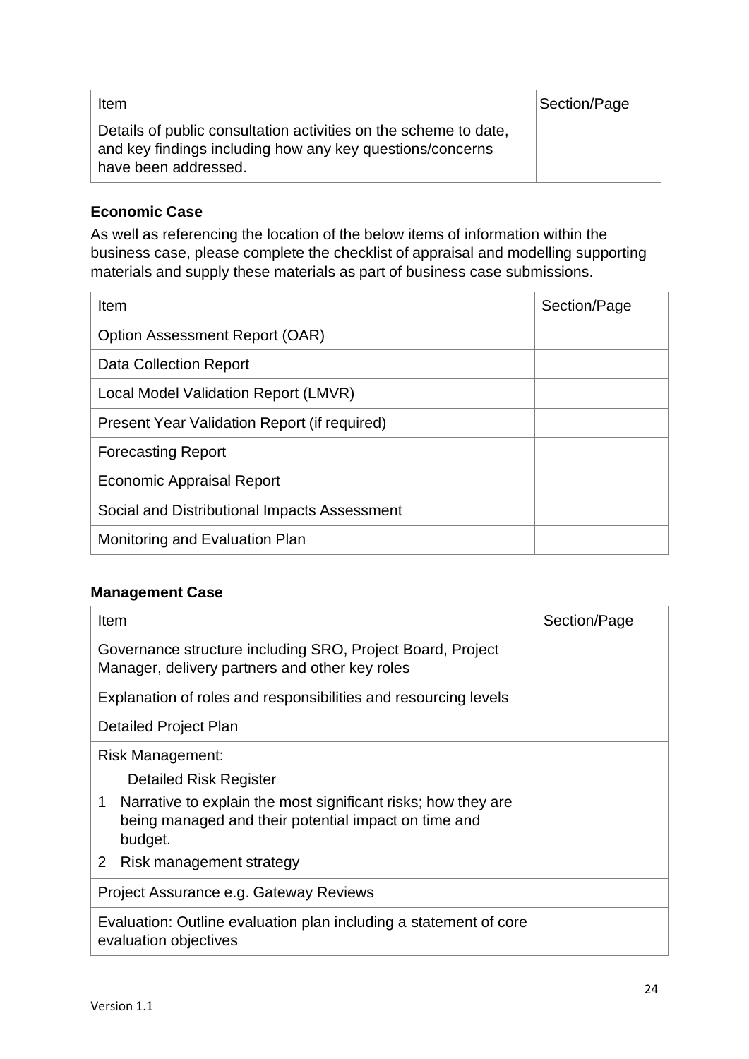| Item | Section/Page |
| --- | --- |
| Details of public consultation activities on the scheme to date, and key findings including how any key questions/concerns have been addressed. | |

**Economic Case**

As well as referencing the location of the below items of information within the business case, please complete the checklist of appraisal and modelling supporting materials and supply these materials as part of business case submissions.

| Item | Section/Page |
| --- | --- |
| Option Assessment Report (OAR) | |
| Data Collection Report | |
| Local Model Validation Report (LMVR) | |
| Present Year Validation Report (if required) | |
| Forecasting Report | |
| Economic Appraisal Report | |
| Social and Distributional Impacts Assessment | |
| Monitoring and Evaluation Plan | |

**Management Case**

| Item | Section/Page |
| --- | --- |
| Governance structure including SRO, Project Board, Project Manager, delivery partners and other key roles | |
| Explanation of roles and responsibilities and resourcing levels | |
| Detailed Project Plan | |
| Risk Management:<br>Detailed Risk Register<br>1 Narrative to explain the most significant risks; how they are being managed and their potential impact on time and budget.<br>2 Risk management strategy | |
| Project Assurance e.g. Gateway Reviews | |
| Evaluation: Outline evaluation plan including a statement of core evaluation objectives | |

Version 1.1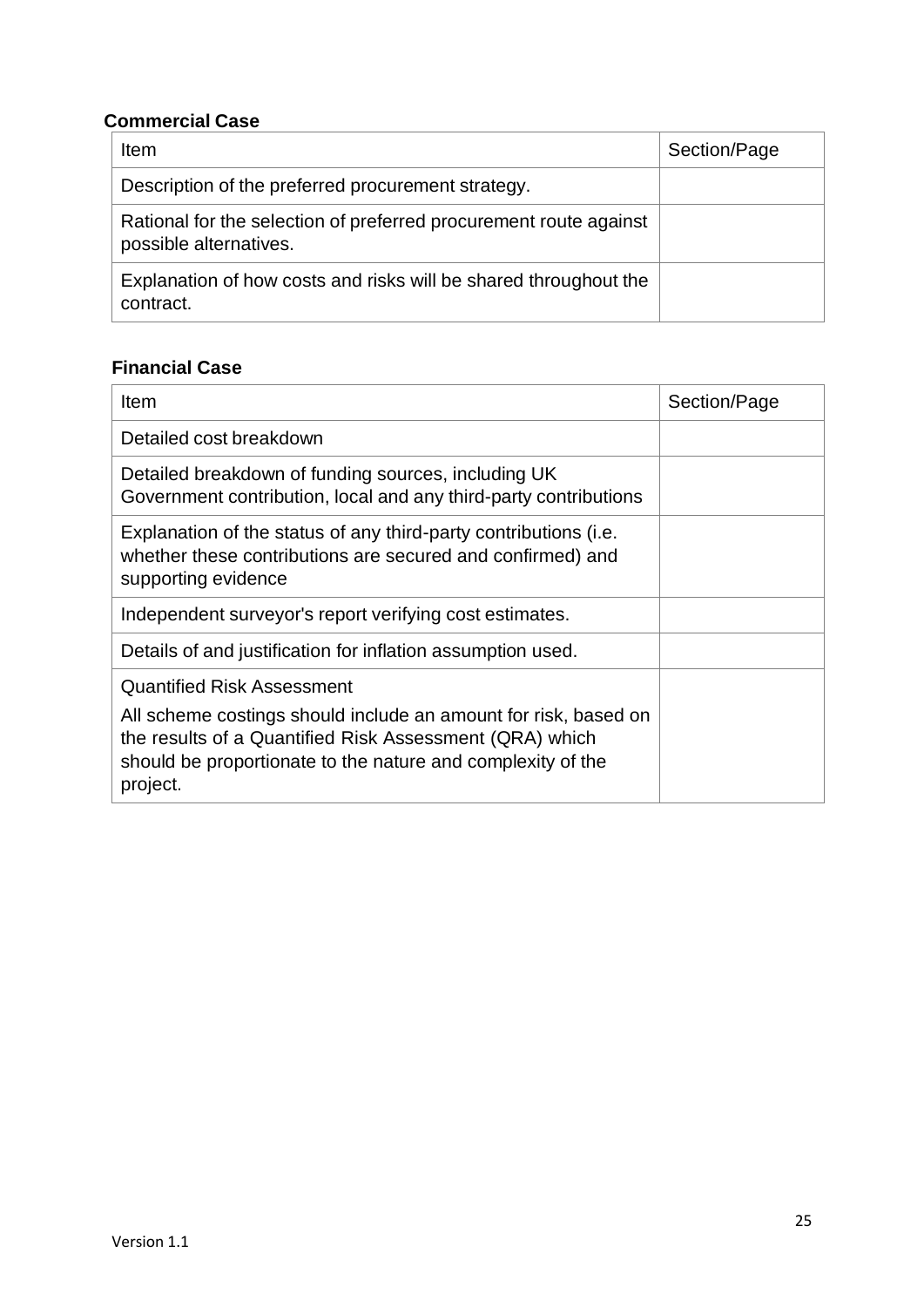**Commercial Case**

| Item | Section/Page |
|---|---|
| Description of the preferred procurement strategy. | |
| Rational for the selection of preferred procurement route against possible alternatives. | |
| Explanation of how costs and risks will be shared throughout the contract. | |

**Financial Case**

| Item | Section/Page |
|---|---|
| Detailed cost breakdown | |
| Detailed breakdown of funding sources, including UK Government contribution, local and any third-party contributions | |
| Explanation of the status of any third-party contributions (i.e. whether these contributions are secured and confirmed) and supporting evidence | |
| Independent surveyor's report verifying cost estimates. | |
| Details of and justification for inflation assumption used. | |
| Quantified Risk Assessment<br><br>All scheme costings should include an amount for risk, based on the results of a Quantified Risk Assessment (QRA) which should be proportionate to the nature and complexity of the project. | |

Version 1.1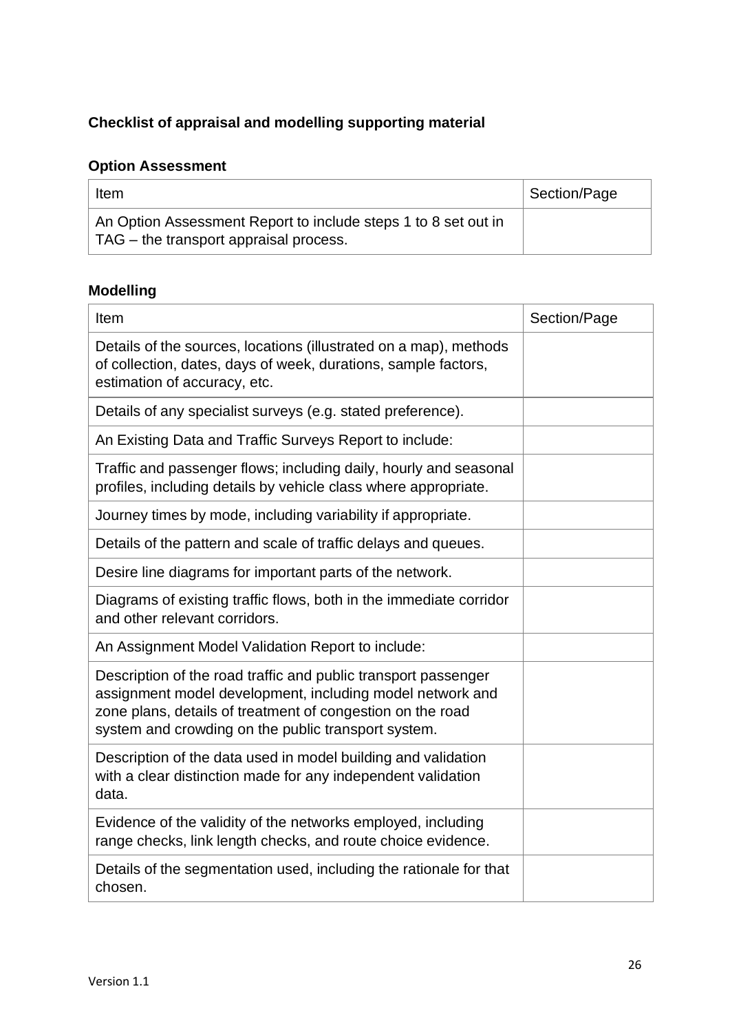### Checklist of appraisal and modelling supporting material

#### Option Assessment

| Item | Section/Page |
|---|---|
| An Option Assessment Report to include steps 1 to 8 set out in TAG – the transport appraisal process. | |

#### Modelling

| Item | Section/Page |
|---|---|
| Details of the sources, locations (illustrated on a map), methods of collection, dates, days of week, durations, sample factors, estimation of accuracy, etc. | |
| Details of any specialist surveys (e.g. stated preference). | |
| An Existing Data and Traffic Surveys Report to include: | |
| Traffic and passenger flows; including daily, hourly and seasonal profiles, including details by vehicle class where appropriate. | |
| Journey times by mode, including variability if appropriate. | |
| Details of the pattern and scale of traffic delays and queues. | |
| Desire line diagrams for important parts of the network. | |
| Diagrams of existing traffic flows, both in the immediate corridor and other relevant corridors. | |
| An Assignment Model Validation Report to include: | |
| Description of the road traffic and public transport passenger assignment model development, including model network and zone plans, details of treatment of congestion on the road system and crowding on the public transport system. | |
| Description of the data used in model building and validation with a clear distinction made for any independent validation data. | |
| Evidence of the validity of the networks employed, including range checks, link length checks, and route choice evidence. | |
| Details of the segmentation used, including the rationale for that chosen. | |

Version 1.1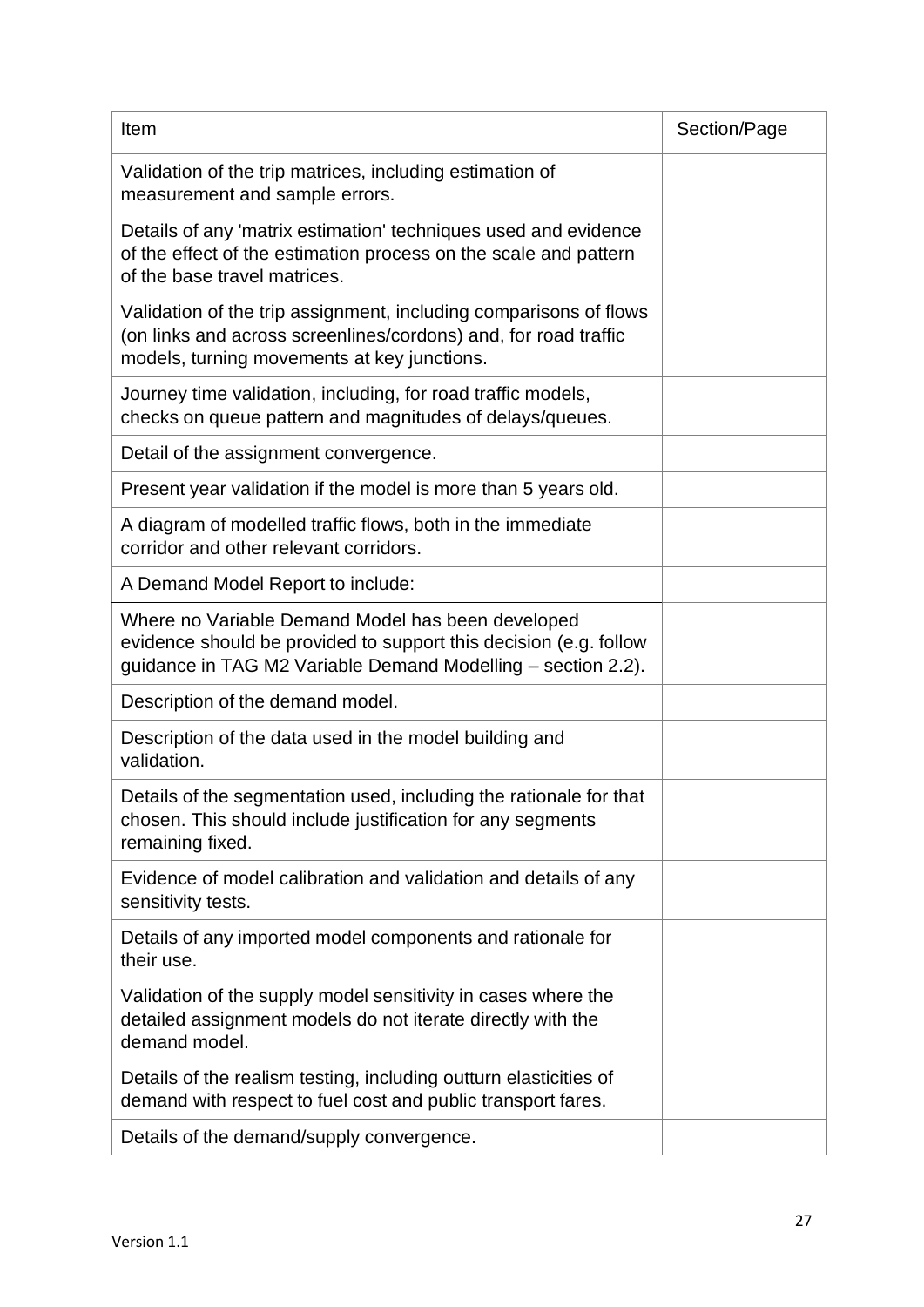| Item | Section/Page |
|---|---|
| Validation of the trip matrices, including estimation of measurement and sample errors. | |
| Details of any 'matrix estimation' techniques used and evidence of the effect of the estimation process on the scale and pattern of the base travel matrices. | |
| Validation of the trip assignment, including comparisons of flows (on links and across screenlines/cordons) and, for road traffic models, turning movements at key junctions. | |
| Journey time validation, including, for road traffic models, checks on queue pattern and magnitudes of delays/queues. | |
| Detail of the assignment convergence. | |
| Present year validation if the model is more than 5 years old. | |
| A diagram of modelled traffic flows, both in the immediate corridor and other relevant corridors. | |
| A Demand Model Report to include: | |
| Where no Variable Demand Model has been developed evidence should be provided to support this decision (e.g. follow guidance in TAG M2 Variable Demand Modelling – section 2.2). | |
| Description of the demand model. | |
| Description of the data used in the model building and validation. | |
| Details of the segmentation used, including the rationale for that chosen. This should include justification for any segments remaining fixed. | |
| Evidence of model calibration and validation and details of any sensitivity tests. | |
| Details of any imported model components and rationale for their use. | |
| Validation of the supply model sensitivity in cases where the detailed assignment models do not iterate directly with the demand model. | |
| Details of the realism testing, including outturn elasticities of demand with respect to fuel cost and public transport fares. | |
| Details of the demand/supply convergence. | |

Version 1.1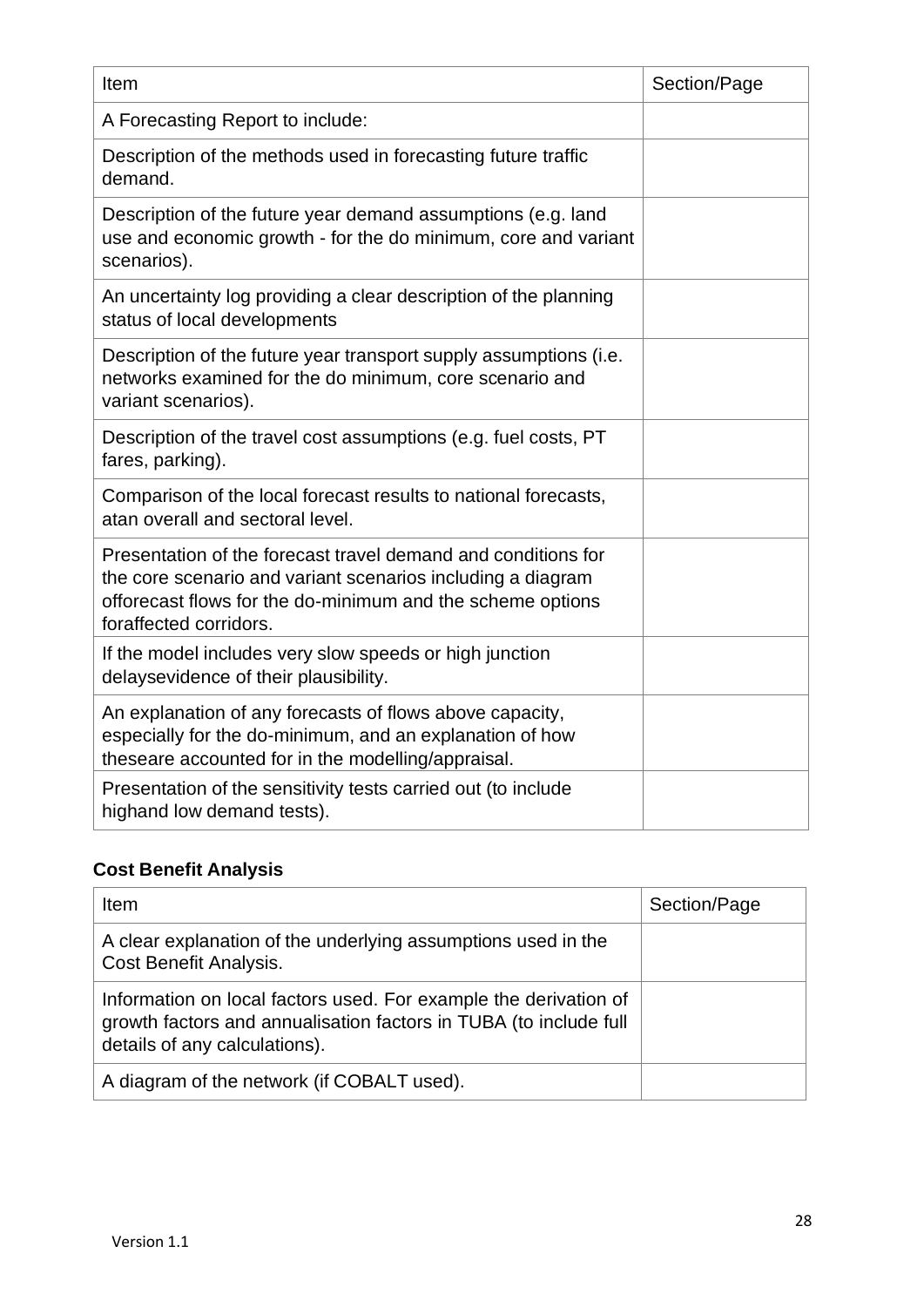| Item | Section/Page |
|---|---|
| A Forecasting Report to include: | |
| Description of the methods used in forecasting future traffic demand. | |
| Description of the future year demand assumptions (e.g. land use and economic growth - for the do minimum, core and variant scenarios). | |
| An uncertainty log providing a clear description of the planning status of local developments | |
| Description of the future year transport supply assumptions (i.e. networks examined for the do minimum, core scenario and variant scenarios). | |
| Description of the travel cost assumptions (e.g. fuel costs, PT fares, parking). | |
| Comparison of the local forecast results to national forecasts, atan overall and sectoral level. | |
| Presentation of the forecast travel demand and conditions for the core scenario and variant scenarios including a diagram offorecast flows for the do-minimum and the scheme options foraffected corridors. | |
| If the model includes very slow speeds or high junction delaysevidence of their plausibility. | |
| An explanation of any forecasts of flows above capacity, especially for the do-minimum, and an explanation of how theseare accounted for in the modelling/appraisal. | |
| Presentation of the sensitivity tests carried out (to include highand low demand tests). | |

**Cost Benefit Analysis**

| Item | Section/Page |
|---|---|
| A clear explanation of the underlying assumptions used in the Cost Benefit Analysis. | |
| Information on local factors used. For example the derivation of growth factors and annualisation factors in TUBA (to include full details of any calculations). | |
| A diagram of the network (if COBALT used). | |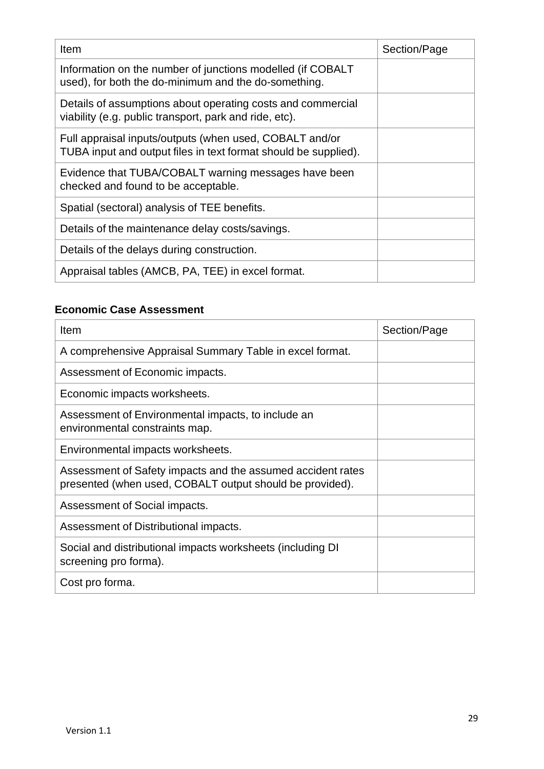| Item | Section/Page |
| --- | --- |
| Information on the number of junctions modelled (if COBALT used), for both the do-minimum and the do-something. | |
| Details of assumptions about operating costs and commercial viability (e.g. public transport, park and ride, etc). | |
| Full appraisal inputs/outputs (when used, COBALT and/or TUBA input and output files in text format should be supplied). | |
| Evidence that TUBA/COBALT warning messages have been checked and found to be acceptable. | |
| Spatial (sectoral) analysis of TEE benefits. | |
| Details of the maintenance delay costs/savings. | |
| Details of the delays during construction. | |
| Appraisal tables (AMCB, PA, TEE) in excel format. | |

**Economic Case Assessment**

| Item | Section/Page |
| --- | --- |
| A comprehensive Appraisal Summary Table in excel format. | |
| Assessment of Economic impacts. | |
| Economic impacts worksheets. | |
| Assessment of Environmental impacts, to include an environmental constraints map. | |
| Environmental impacts worksheets. | |
| Assessment of Safety impacts and the assumed accident rates presented (when used, COBALT output should be provided). | |
| Assessment of Social impacts. | |
| Assessment of Distributional impacts. | |
| Social and distributional impacts worksheets (including DI screening pro forma). | |
| Cost pro forma. | |

Version 1.1